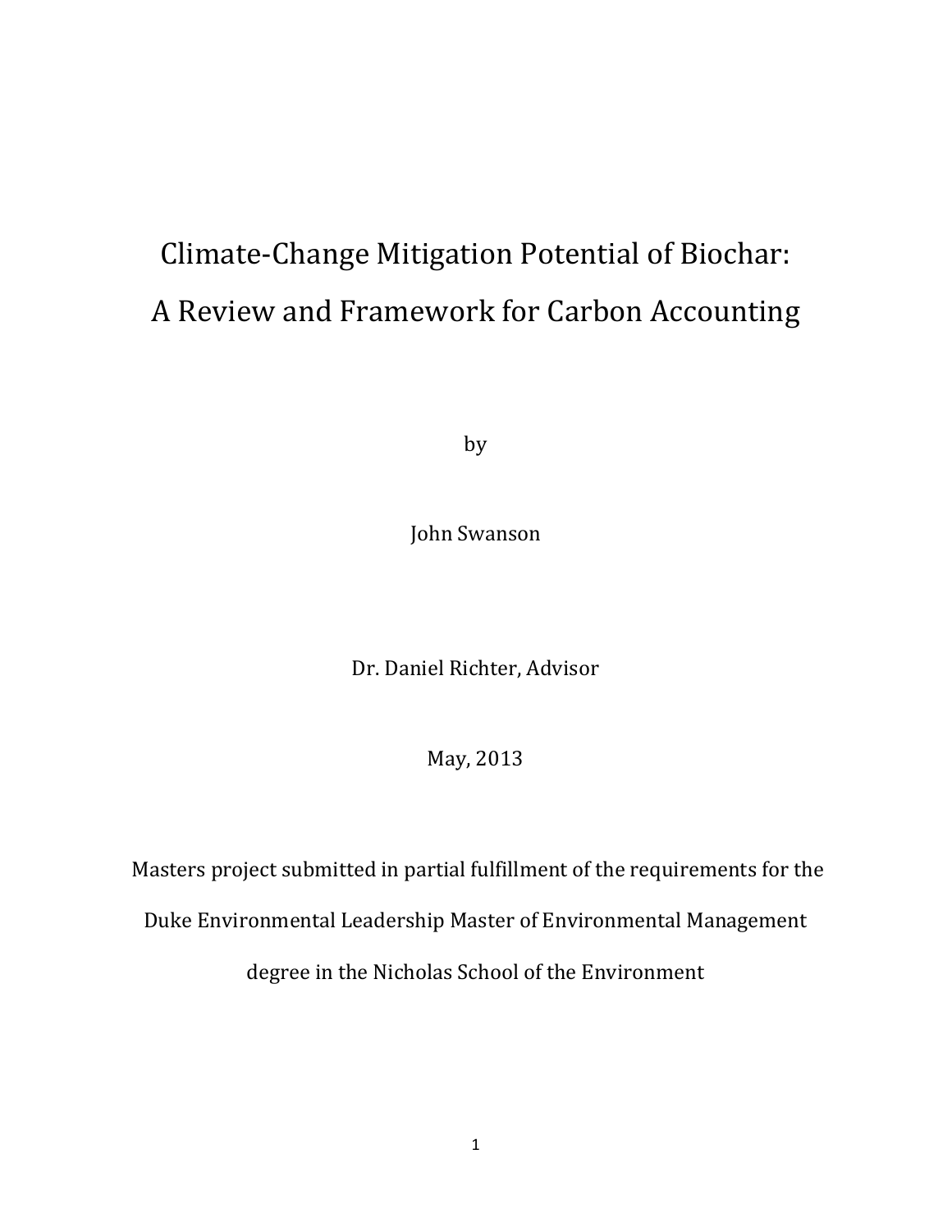# Climate-Change Mitigation Potential of Biochar: A Review and Framework for Carbon Accounting

by

John Swanson

Dr. Daniel Richter, Advisor

May, 2013

Masters project submitted in partial fulfillment of the requirements for the Duke Environmental Leadership Master of Environmental Management degree in the Nicholas School of the Environment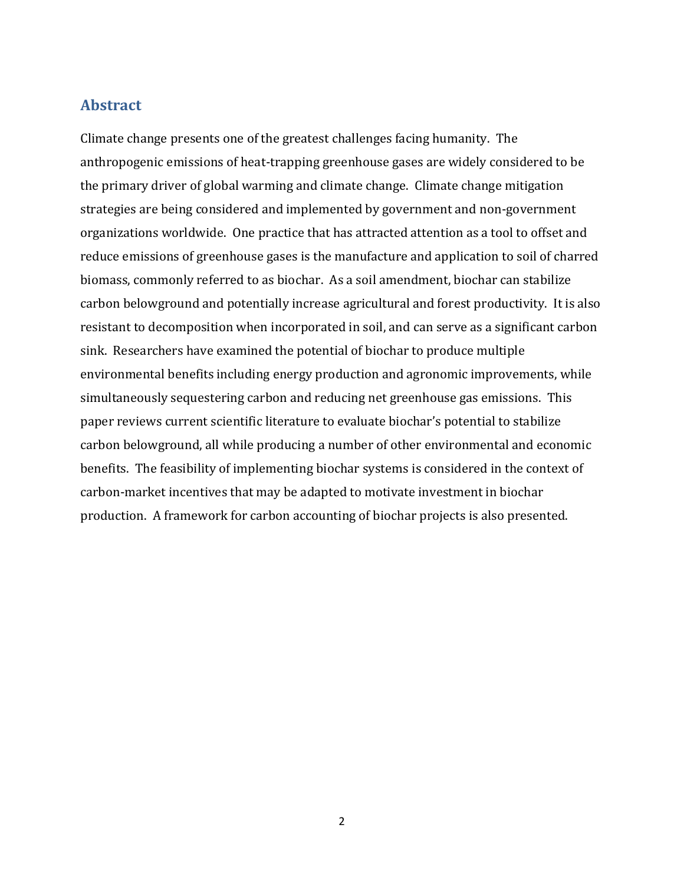## Abstract

Climate change presents one of the greatest challenges facing humanity. The anthropogenic emissions of heat-trapping greenhouse gases are widely considered to be the primary driver of global warming and climate change. Climate change mitigation strategies are being considered and implemented by government and non-government organizations worldwide. One practice that has attracted attention as a tool to offset and reduce emissions of greenhouse gases is the manufacture and application to soil of charred biomass, commonly referred to as biochar. As a soil amendment, biochar can stabilize carbon belowground and potentially increase agricultural and forest productivity. It is also resistant to decomposition when incorporated in soil, and can serve as a significant carbon sink. Researchers have examined the potential of biochar to produce multiple environmental benefits including energy production and agronomic improvements, while simultaneously sequestering carbon and reducing net greenhouse gas emissions. This paper reviews current scientific literature to evaluate biochar's potential to stabilize carbon belowground, all while producing a number of other environmental and economic benefits. The feasibility of implementing biochar systems is considered in the context of carbon-market incentives that may be adapted to motivate investment in biochar production. A framework for carbon accounting of biochar projects is also presented.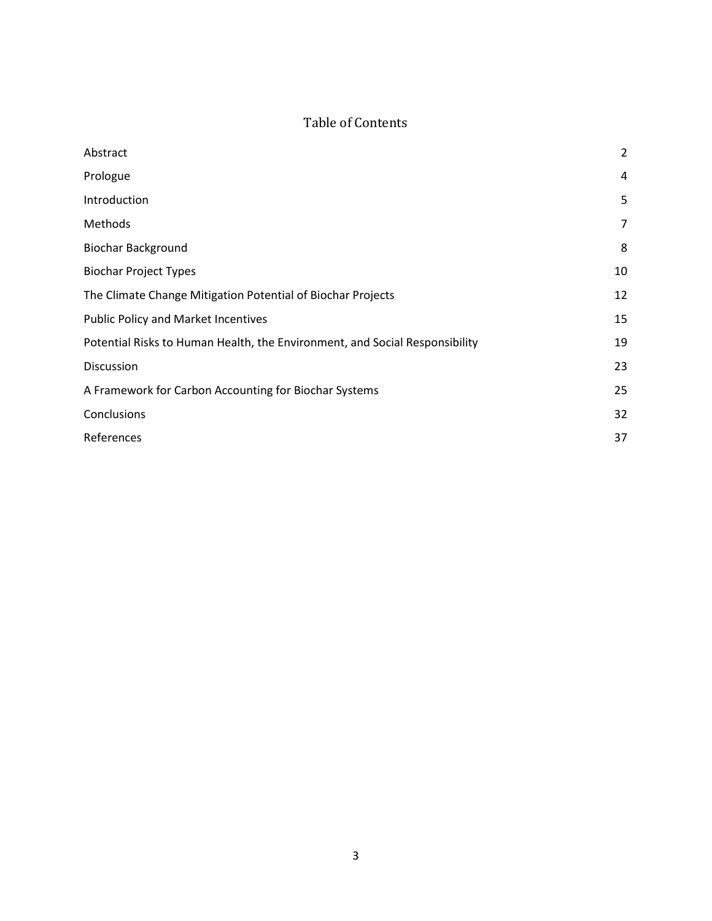# Table of Contents

| | |
|---|---|
| Abstract | 2 |
| Prologue | 4 |
| Introduction | 5 |
| Methods | 7 |
| Biochar Background | 8 |
| Biochar Project Types | 10 |
| The Climate Change Mitigation Potential of Biochar Projects | 12 |
| Public Policy and Market Incentives | 15 |
| Potential Risks to Human Health, the Environment, and Social Responsibility | 19 |
| Discussion | 23 |
| A Framework for Carbon Accounting for Biochar Systems | 25 |
| Conclusions | 32 |
| References | 37 |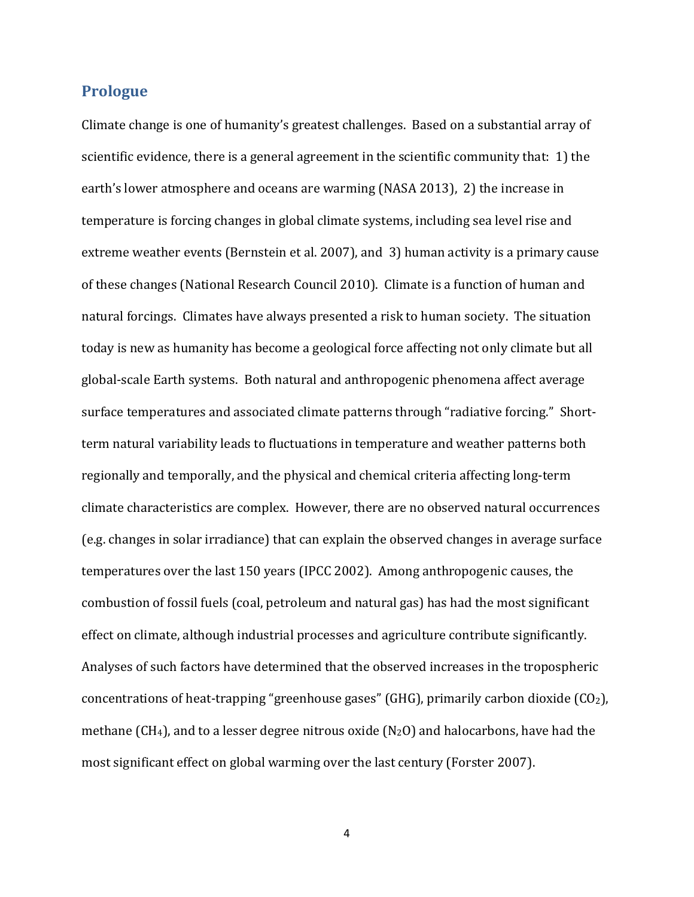## Prologue

Climate change is one of humanity's greatest challenges. Based on a substantial array of scientific evidence, there is a general agreement in the scientific community that: 1) the earth's lower atmosphere and oceans are warming (NASA 2013), 2) the increase in temperature is forcing changes in global climate systems, including sea level rise and extreme weather events (Bernstein et al. 2007), and 3) human activity is a primary cause of these changes (National Research Council 2010). Climate is a function of human and natural forcings. Climates have always presented a risk to human society. The situation today is new as humanity has become a geological force affecting not only climate but all global-scale Earth systems. Both natural and anthropogenic phenomena affect average surface temperatures and associated climate patterns through "radiative forcing." Short-term natural variability leads to fluctuations in temperature and weather patterns both regionally and temporally, and the physical and chemical criteria affecting long-term climate characteristics are complex. However, there are no observed natural occurrences (e.g. changes in solar irradiance) that can explain the observed changes in average surface temperatures over the last 150 years (IPCC 2002). Among anthropogenic causes, the combustion of fossil fuels (coal, petroleum and natural gas) has had the most significant effect on climate, although industrial processes and agriculture contribute significantly. Analyses of such factors have determined that the observed increases in the tropospheric concentrations of heat-trapping "greenhouse gases" (GHG), primarily carbon dioxide ($CO_2$), methane ($CH_4$), and to a lesser degree nitrous oxide ($N_2O$) and halocarbons, have had the most significant effect on global warming over the last century (Forster 2007).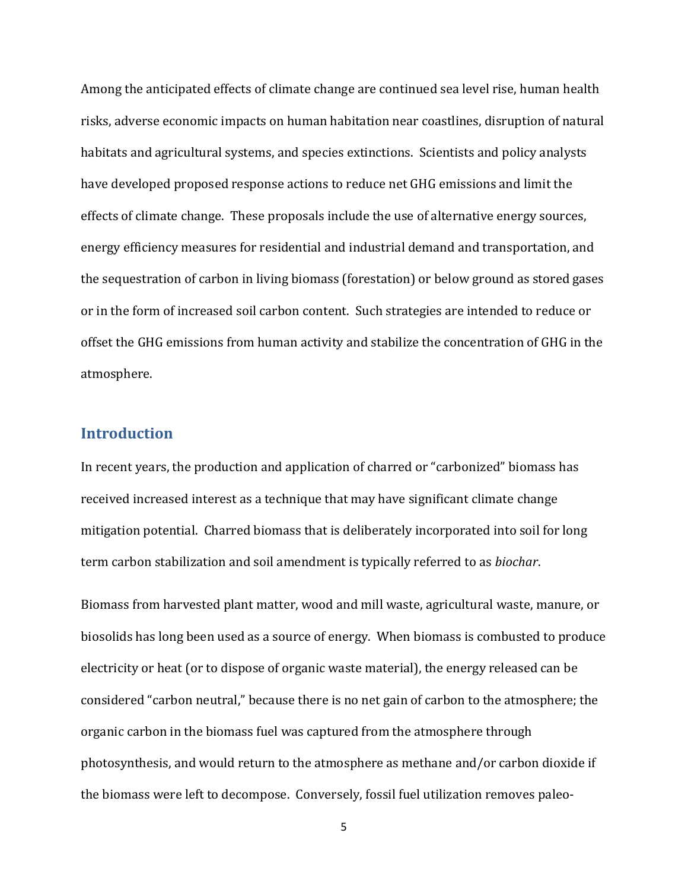Among the anticipated effects of climate change are continued sea level rise, human health risks, adverse economic impacts on human habitation near coastlines, disruption of natural habitats and agricultural systems, and species extinctions. Scientists and policy analysts have developed proposed response actions to reduce net GHG emissions and limit the effects of climate change. These proposals include the use of alternative energy sources, energy efficiency measures for residential and industrial demand and transportation, and the sequestration of carbon in living biomass (forestation) or below ground as stored gases or in the form of increased soil carbon content. Such strategies are intended to reduce or offset the GHG emissions from human activity and stabilize the concentration of GHG in the atmosphere.

## Introduction

In recent years, the production and application of charred or "carbonized" biomass has received increased interest as a technique that may have significant climate change mitigation potential. Charred biomass that is deliberately incorporated into soil for long term carbon stabilization and soil amendment is typically referred to as *biochar*.

Biomass from harvested plant matter, wood and mill waste, agricultural waste, manure, or biosolids has long been used as a source of energy. When biomass is combusted to produce electricity or heat (or to dispose of organic waste material), the energy released can be considered "carbon neutral," because there is no net gain of carbon to the atmosphere; the organic carbon in the biomass fuel was captured from the atmosphere through photosynthesis, and would return to the atmosphere as methane and/or carbon dioxide if the biomass were left to decompose. Conversely, fossil fuel utilization removes paleo-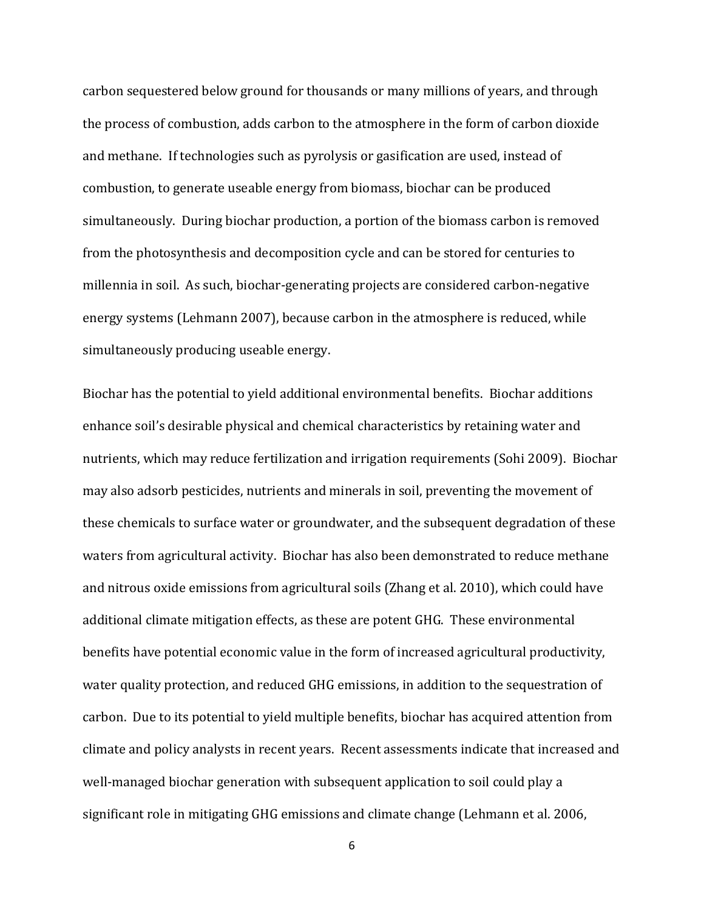carbon sequestered below ground for thousands or many millions of years, and through the process of combustion, adds carbon to the atmosphere in the form of carbon dioxide and methane. If technologies such as pyrolysis or gasification are used, instead of combustion, to generate useable energy from biomass, biochar can be produced simultaneously. During biochar production, a portion of the biomass carbon is removed from the photosynthesis and decomposition cycle and can be stored for centuries to millennia in soil. As such, biochar-generating projects are considered carbon-negative energy systems (Lehmann 2007), because carbon in the atmosphere is reduced, while simultaneously producing useable energy.

Biochar has the potential to yield additional environmental benefits. Biochar additions enhance soil's desirable physical and chemical characteristics by retaining water and nutrients, which may reduce fertilization and irrigation requirements (Sohi 2009). Biochar may also adsorb pesticides, nutrients and minerals in soil, preventing the movement of these chemicals to surface water or groundwater, and the subsequent degradation of these waters from agricultural activity. Biochar has also been demonstrated to reduce methane and nitrous oxide emissions from agricultural soils (Zhang et al. 2010), which could have additional climate mitigation effects, as these are potent GHG. These environmental benefits have potential economic value in the form of increased agricultural productivity, water quality protection, and reduced GHG emissions, in addition to the sequestration of carbon. Due to its potential to yield multiple benefits, biochar has acquired attention from climate and policy analysts in recent years. Recent assessments indicate that increased and well-managed biochar generation with subsequent application to soil could play a significant role in mitigating GHG emissions and climate change (Lehmann et al. 2006,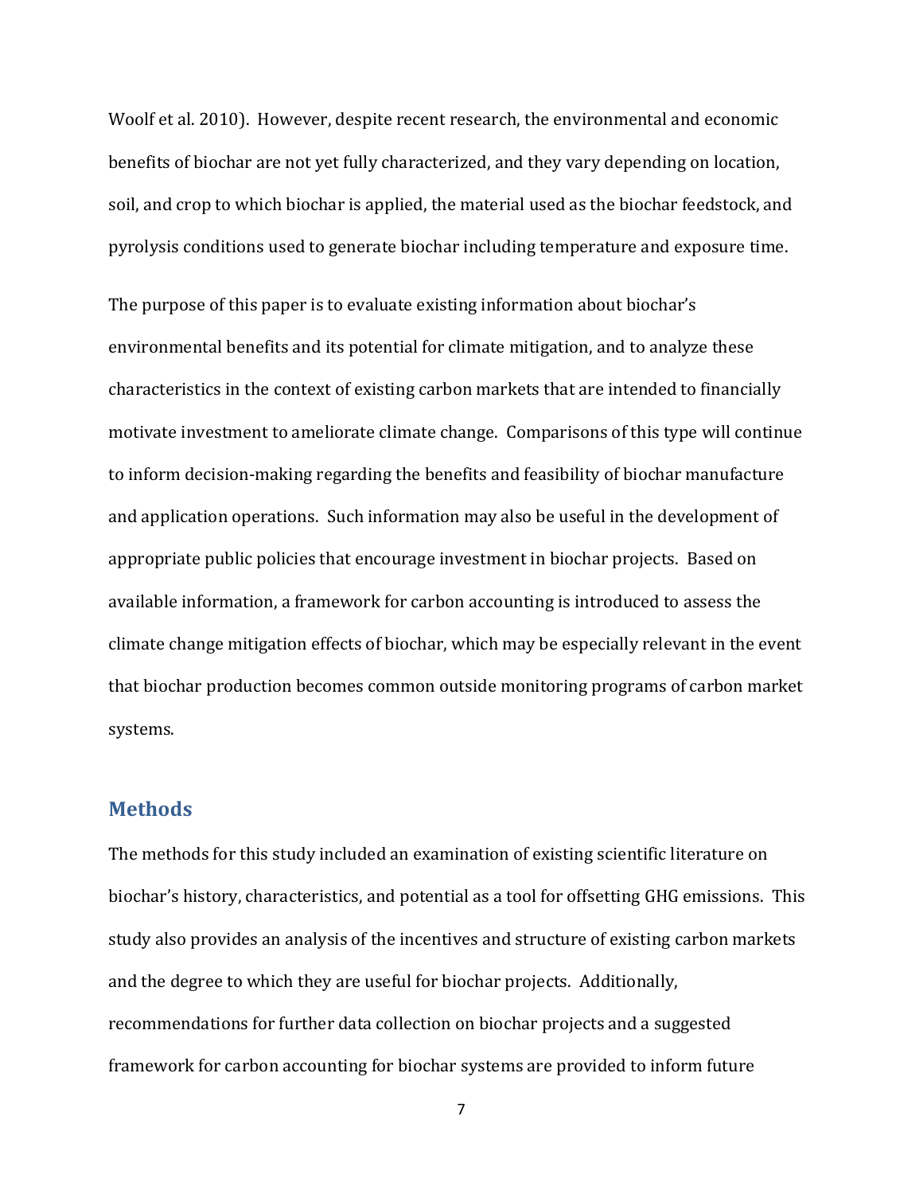Woolf et al. 2010). However, despite recent research, the environmental and economic benefits of biochar are not yet fully characterized, and they vary depending on location, soil, and crop to which biochar is applied, the material used as the biochar feedstock, and pyrolysis conditions used to generate biochar including temperature and exposure time.

The purpose of this paper is to evaluate existing information about biochar's environmental benefits and its potential for climate mitigation, and to analyze these characteristics in the context of existing carbon markets that are intended to financially motivate investment to ameliorate climate change. Comparisons of this type will continue to inform decision-making regarding the benefits and feasibility of biochar manufacture and application operations. Such information may also be useful in the development of appropriate public policies that encourage investment in biochar projects. Based on available information, a framework for carbon accounting is introduced to assess the climate change mitigation effects of biochar, which may be especially relevant in the event that biochar production becomes common outside monitoring programs of carbon market systems.

## Methods

The methods for this study included an examination of existing scientific literature on biochar's history, characteristics, and potential as a tool for offsetting GHG emissions. This study also provides an analysis of the incentives and structure of existing carbon markets and the degree to which they are useful for biochar projects. Additionally, recommendations for further data collection on biochar projects and a suggested framework for carbon accounting for biochar systems are provided to inform future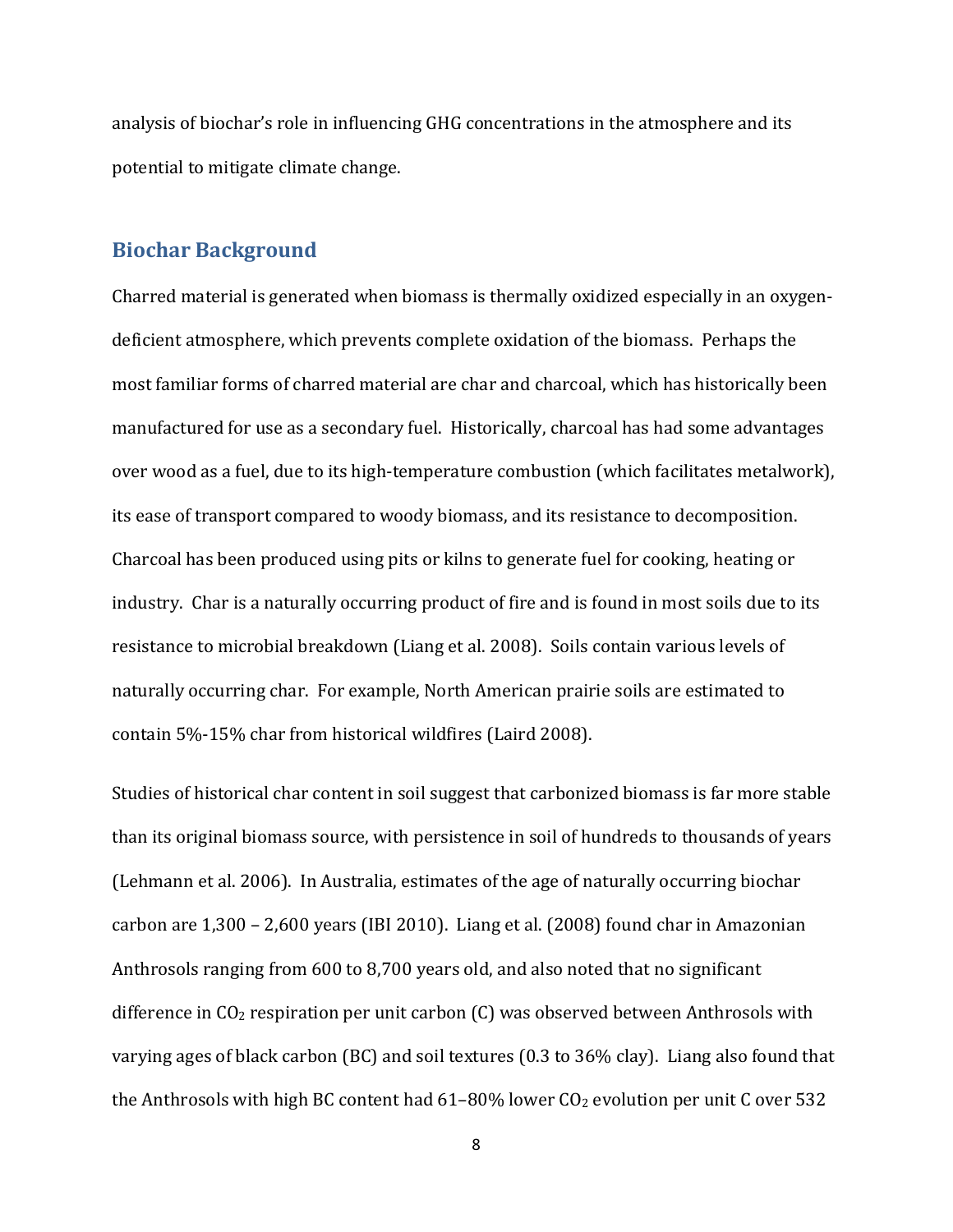analysis of biochar's role in influencing GHG concentrations in the atmosphere and its potential to mitigate climate change.

## Biochar Background

Charred material is generated when biomass is thermally oxidized especially in an oxygen-deficient atmosphere, which prevents complete oxidation of the biomass. Perhaps the most familiar forms of charred material are char and charcoal, which has historically been manufactured for use as a secondary fuel. Historically, charcoal has had some advantages over wood as a fuel, due to its high-temperature combustion (which facilitates metalwork), its ease of transport compared to woody biomass, and its resistance to decomposition. Charcoal has been produced using pits or kilns to generate fuel for cooking, heating or industry. Char is a naturally occurring product of fire and is found in most soils due to its resistance to microbial breakdown (Liang et al. 2008). Soils contain various levels of naturally occurring char. For example, North American prairie soils are estimated to contain 5%-15% char from historical wildfires (Laird 2008).

Studies of historical char content in soil suggest that carbonized biomass is far more stable than its original biomass source, with persistence in soil of hundreds to thousands of years (Lehmann et al. 2006). In Australia, estimates of the age of naturally occurring biochar carbon are 1,300 – 2,600 years (IBI 2010). Liang et al. (2008) found char in Amazonian Anthrosols ranging from 600 to 8,700 years old, and also noted that no significant difference in $CO_2$ respiration per unit carbon (C) was observed between Anthrosols with varying ages of black carbon (BC) and soil textures (0.3 to 36% clay). Liang also found that the Anthrosols with high BC content had 61–80% lower $CO_2$ evolution per unit C over 532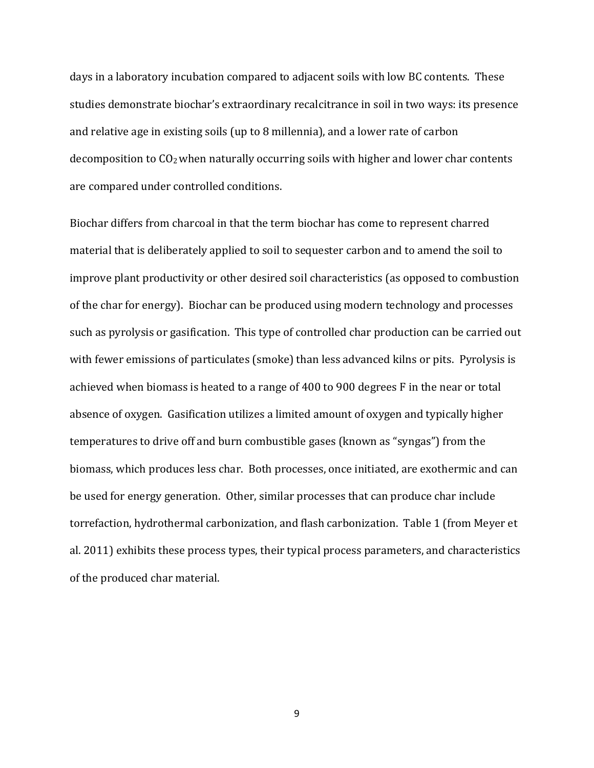days in a laboratory incubation compared to adjacent soils with low BC contents. These studies demonstrate biochar's extraordinary recalcitrance in soil in two ways: its presence and relative age in existing soils (up to 8 millennia), and a lower rate of carbon decomposition to $CO_2$ when naturally occurring soils with higher and lower char contents are compared under controlled conditions.

Biochar differs from charcoal in that the term biochar has come to represent charred material that is deliberately applied to soil to sequester carbon and to amend the soil to improve plant productivity or other desired soil characteristics (as opposed to combustion of the char for energy). Biochar can be produced using modern technology and processes such as pyrolysis or gasification. This type of controlled char production can be carried out with fewer emissions of particulates (smoke) than less advanced kilns or pits. Pyrolysis is achieved when biomass is heated to a range of 400 to 900 degrees F in the near or total absence of oxygen. Gasification utilizes a limited amount of oxygen and typically higher temperatures to drive off and burn combustible gases (known as "syngas") from the biomass, which produces less char. Both processes, once initiated, are exothermic and can be used for energy generation. Other, similar processes that can produce char include torrefaction, hydrothermal carbonization, and flash carbonization. Table 1 (from Meyer et al. 2011) exhibits these process types, their typical process parameters, and characteristics of the produced char material.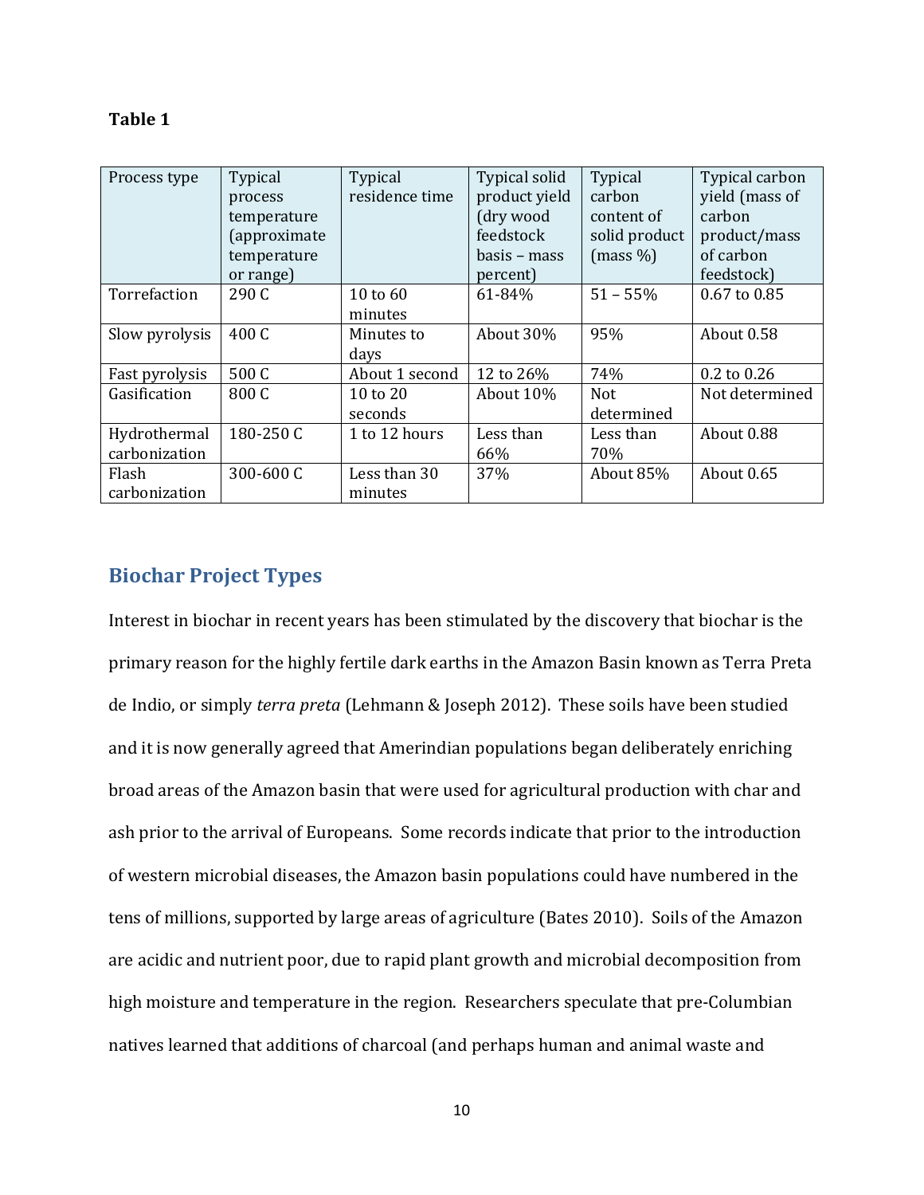**Table 1**

| Process type | Typical process temperature (approximate temperature or range) | Typical residence time | Typical solid product yield (dry wood feedstock basis – mass percent) | Typical carbon content of solid product (mass %) | Typical carbon yield (mass of carbon product/mass of carbon feedstock) |
|---|---|---|---|---|---|
| Torrefaction | 290 C | 10 to 60 minutes | 61-84% | 51 – 55% | 0.67 to 0.85 |
| Slow pyrolysis | 400 C | Minutes to days | About 30% | 95% | About 0.58 |
| Fast pyrolysis | 500 C | About 1 second | 12 to 26% | 74% | 0.2 to 0.26 |
| Gasification | 800 C | 10 to 20 seconds | About 10% | Not determined | Not determined |
| Hydrothermal carbonization | 180-250 C | 1 to 12 hours | Less than 66% | Less than 70% | About 0.88 |
| Flash carbonization | 300-600 C | Less than 30 minutes | 37% | About 85% | About 0.65 |

## Biochar Project Types

Interest in biochar in recent years has been stimulated by the discovery that biochar is the primary reason for the highly fertile dark earths in the Amazon Basin known as Terra Preta de Indio, or simply *terra preta* (Lehmann & Joseph 2012). These soils have been studied and it is now generally agreed that Amerindian populations began deliberately enriching broad areas of the Amazon basin that were used for agricultural production with char and ash prior to the arrival of Europeans. Some records indicate that prior to the introduction of western microbial diseases, the Amazon basin populations could have numbered in the tens of millions, supported by large areas of agriculture (Bates 2010). Soils of the Amazon are acidic and nutrient poor, due to rapid plant growth and microbial decomposition from high moisture and temperature in the region. Researchers speculate that pre-Columbian natives learned that additions of charcoal (and perhaps human and animal waste and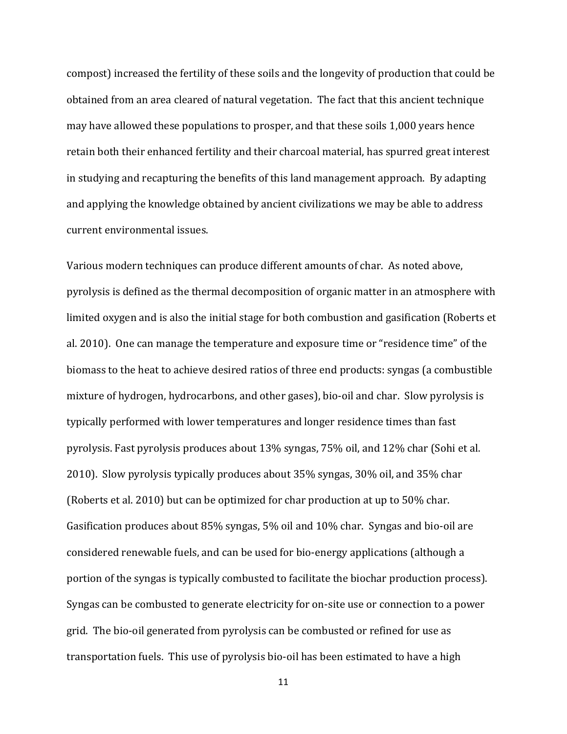compost) increased the fertility of these soils and the longevity of production that could be obtained from an area cleared of natural vegetation. The fact that this ancient technique may have allowed these populations to prosper, and that these soils 1,000 years hence retain both their enhanced fertility and their charcoal material, has spurred great interest in studying and recapturing the benefits of this land management approach. By adapting and applying the knowledge obtained by ancient civilizations we may be able to address current environmental issues.

Various modern techniques can produce different amounts of char. As noted above, pyrolysis is defined as the thermal decomposition of organic matter in an atmosphere with limited oxygen and is also the initial stage for both combustion and gasification (Roberts et al. 2010). One can manage the temperature and exposure time or "residence time" of the biomass to the heat to achieve desired ratios of three end products: syngas (a combustible mixture of hydrogen, hydrocarbons, and other gases), bio-oil and char. Slow pyrolysis is typically performed with lower temperatures and longer residence times than fast pyrolysis. Fast pyrolysis produces about 13% syngas, 75% oil, and 12% char (Sohi et al. 2010). Slow pyrolysis typically produces about 35% syngas, 30% oil, and 35% char (Roberts et al. 2010) but can be optimized for char production at up to 50% char. Gasification produces about 85% syngas, 5% oil and 10% char. Syngas and bio-oil are considered renewable fuels, and can be used for bio-energy applications (although a portion of the syngas is typically combusted to facilitate the biochar production process). Syngas can be combusted to generate electricity for on-site use or connection to a power grid. The bio-oil generated from pyrolysis can be combusted or refined for use as transportation fuels. This use of pyrolysis bio-oil has been estimated to have a high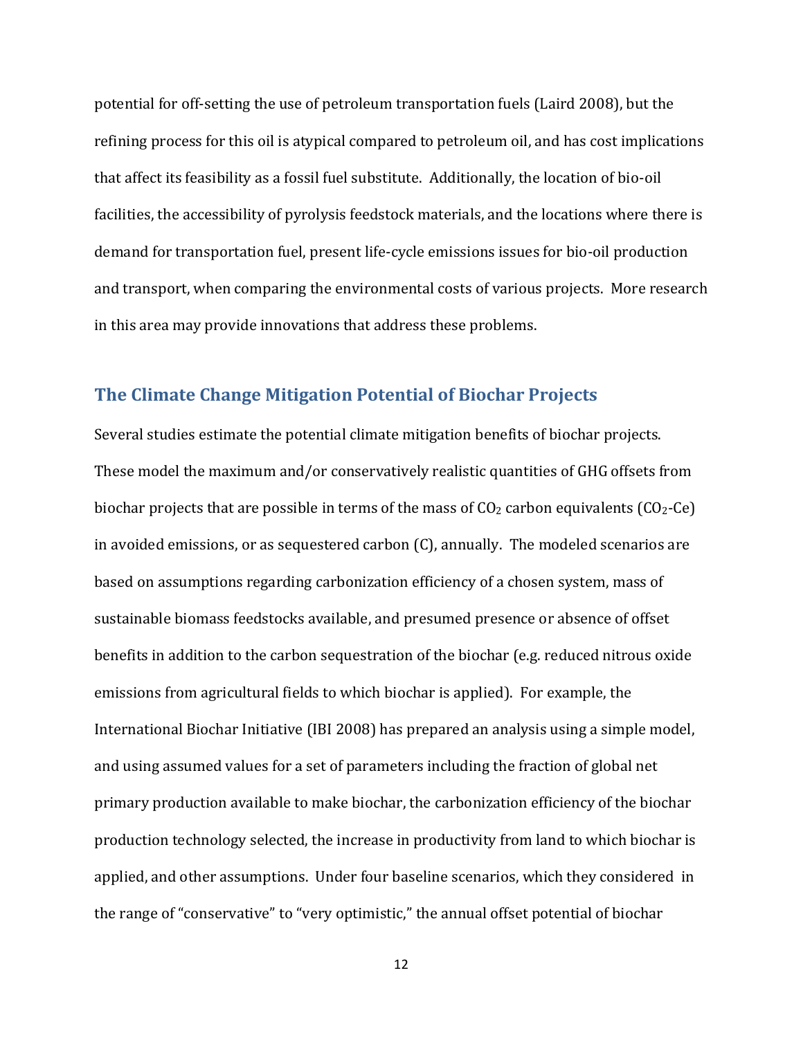potential for off-setting the use of petroleum transportation fuels (Laird 2008), but the refining process for this oil is atypical compared to petroleum oil, and has cost implications that affect its feasibility as a fossil fuel substitute. Additionally, the location of bio-oil facilities, the accessibility of pyrolysis feedstock materials, and the locations where there is demand for transportation fuel, present life-cycle emissions issues for bio-oil production and transport, when comparing the environmental costs of various projects. More research in this area may provide innovations that address these problems.

## The Climate Change Mitigation Potential of Biochar Projects

Several studies estimate the potential climate mitigation benefits of biochar projects. These model the maximum and/or conservatively realistic quantities of GHG offsets from biochar projects that are possible in terms of the mass of $CO_2$ carbon equivalents ($CO_2$-Ce) in avoided emissions, or as sequestered carbon (C), annually. The modeled scenarios are based on assumptions regarding carbonization efficiency of a chosen system, mass of sustainable biomass feedstocks available, and presumed presence or absence of offset benefits in addition to the carbon sequestration of the biochar (e.g. reduced nitrous oxide emissions from agricultural fields to which biochar is applied). For example, the International Biochar Initiative (IBI 2008) has prepared an analysis using a simple model, and using assumed values for a set of parameters including the fraction of global net primary production available to make biochar, the carbonization efficiency of the biochar production technology selected, the increase in productivity from land to which biochar is applied, and other assumptions. Under four baseline scenarios, which they considered in the range of "conservative" to "very optimistic," the annual offset potential of biochar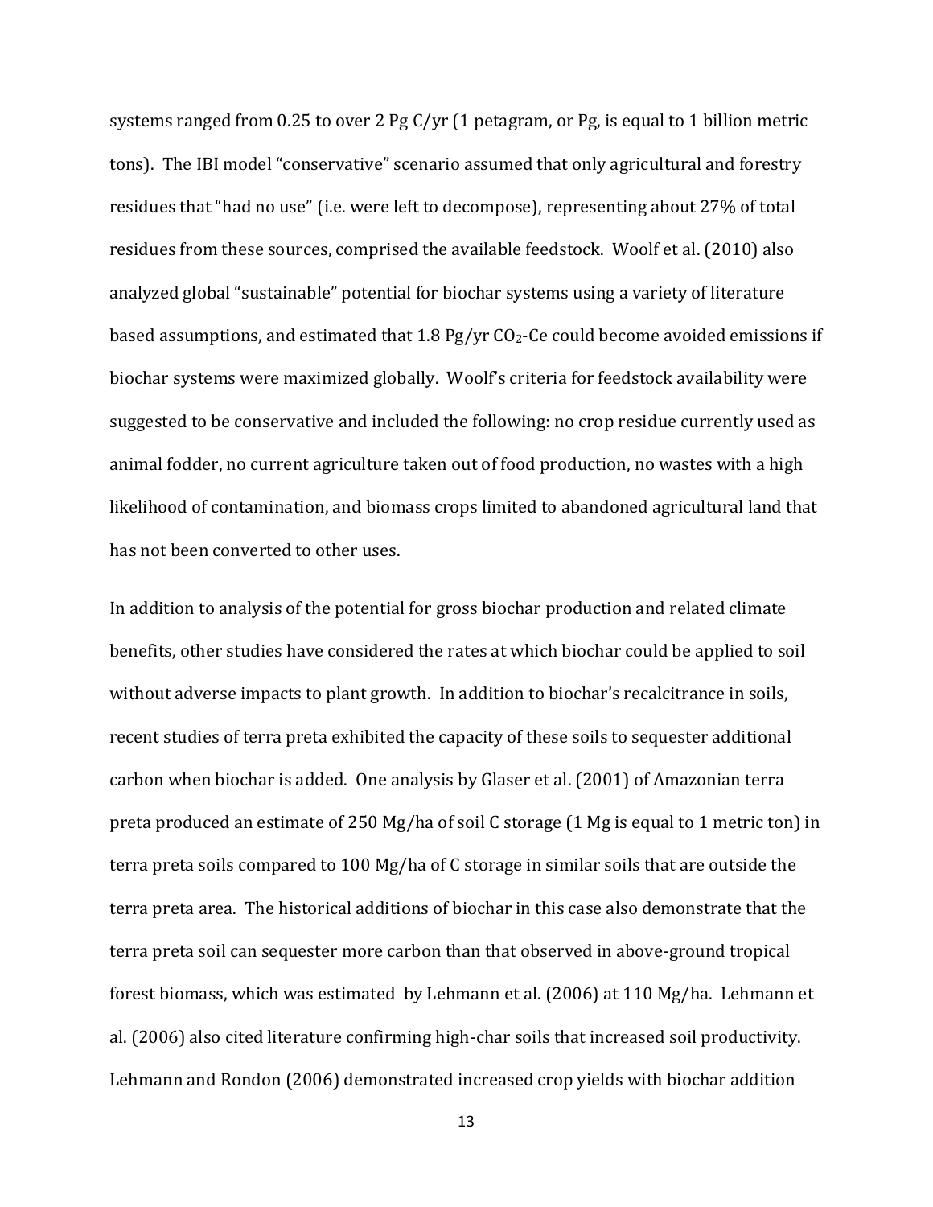systems ranged from 0.25 to over 2 Pg C/yr (1 petagram, or Pg, is equal to 1 billion metric tons). The IBI model "conservative" scenario assumed that only agricultural and forestry residues that "had no use" (i.e. were left to decompose), representing about 27% of total residues from these sources, comprised the available feedstock. Woolf et al. (2010) also analyzed global "sustainable" potential for biochar systems using a variety of literature based assumptions, and estimated that 1.8 Pg/yr $CO_2$-Ce could become avoided emissions if biochar systems were maximized globally. Woolf's criteria for feedstock availability were suggested to be conservative and included the following: no crop residue currently used as animal fodder, no current agriculture taken out of food production, no wastes with a high likelihood of contamination, and biomass crops limited to abandoned agricultural land that has not been converted to other uses.

In addition to analysis of the potential for gross biochar production and related climate benefits, other studies have considered the rates at which biochar could be applied to soil without adverse impacts to plant growth. In addition to biochar's recalcitrance in soils, recent studies of terra preta exhibited the capacity of these soils to sequester additional carbon when biochar is added. One analysis by Glaser et al. (2001) of Amazonian terra preta produced an estimate of 250 Mg/ha of soil C storage (1 Mg is equal to 1 metric ton) in terra preta soils compared to 100 Mg/ha of C storage in similar soils that are outside the terra preta area. The historical additions of biochar in this case also demonstrate that the terra preta soil can sequester more carbon than that observed in above-ground tropical forest biomass, which was estimated by Lehmann et al. (2006) at 110 Mg/ha. Lehmann et al. (2006) also cited literature confirming high-char soils that increased soil productivity. Lehmann and Rondon (2006) demonstrated increased crop yields with biochar addition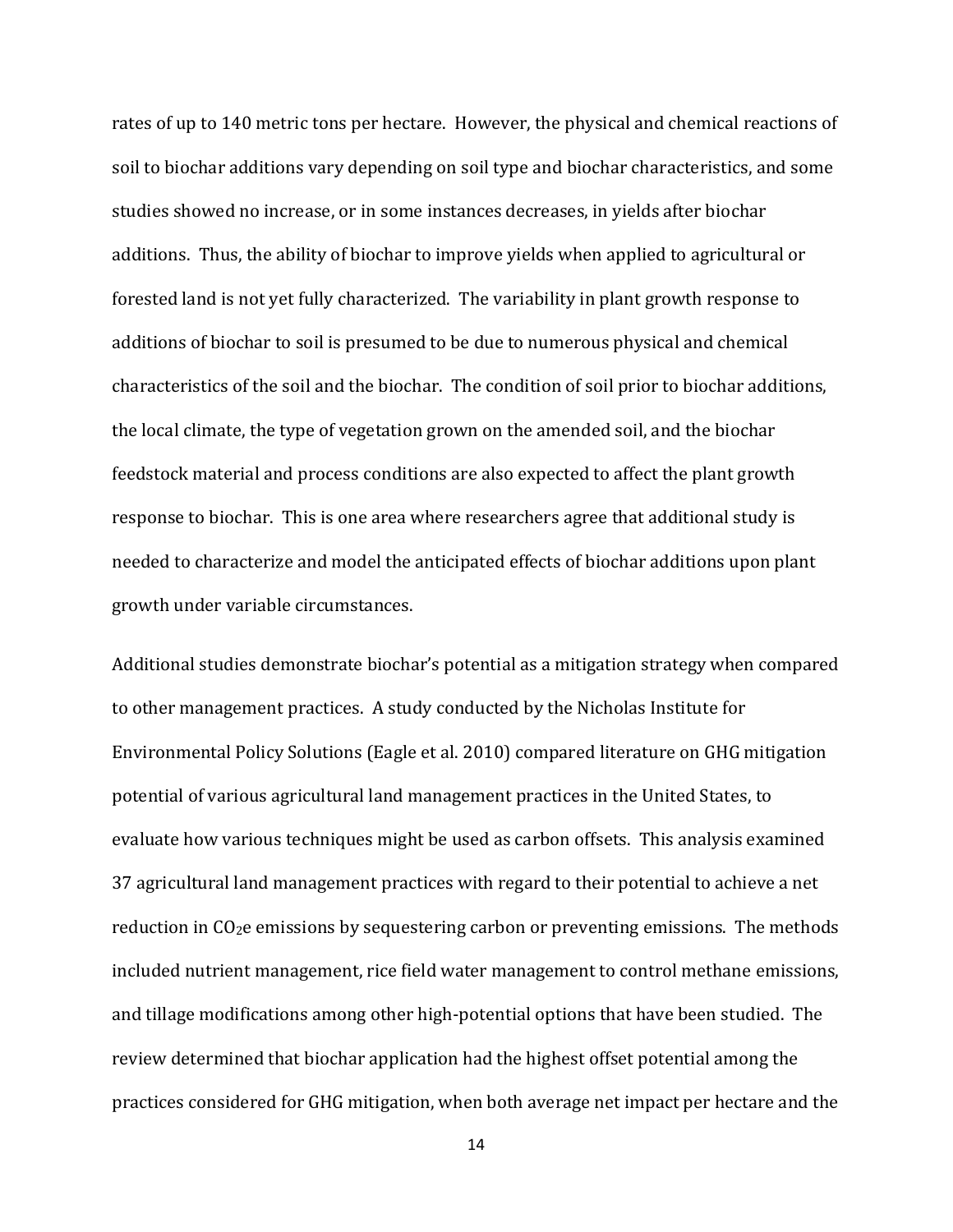rates of up to 140 metric tons per hectare. However, the physical and chemical reactions of soil to biochar additions vary depending on soil type and biochar characteristics, and some studies showed no increase, or in some instances decreases, in yields after biochar additions. Thus, the ability of biochar to improve yields when applied to agricultural or forested land is not yet fully characterized. The variability in plant growth response to additions of biochar to soil is presumed to be due to numerous physical and chemical characteristics of the soil and the biochar. The condition of soil prior to biochar additions, the local climate, the type of vegetation grown on the amended soil, and the biochar feedstock material and process conditions are also expected to affect the plant growth response to biochar. This is one area where researchers agree that additional study is needed to characterize and model the anticipated effects of biochar additions upon plant growth under variable circumstances.

Additional studies demonstrate biochar's potential as a mitigation strategy when compared to other management practices. A study conducted by the Nicholas Institute for Environmental Policy Solutions (Eagle et al. 2010) compared literature on GHG mitigation potential of various agricultural land management practices in the United States, to evaluate how various techniques might be used as carbon offsets. This analysis examined 37 agricultural land management practices with regard to their potential to achieve a net reduction in $CO_2e$ emissions by sequestering carbon or preventing emissions. The methods included nutrient management, rice field water management to control methane emissions, and tillage modifications among other high-potential options that have been studied. The review determined that biochar application had the highest offset potential among the practices considered for GHG mitigation, when both average net impact per hectare and the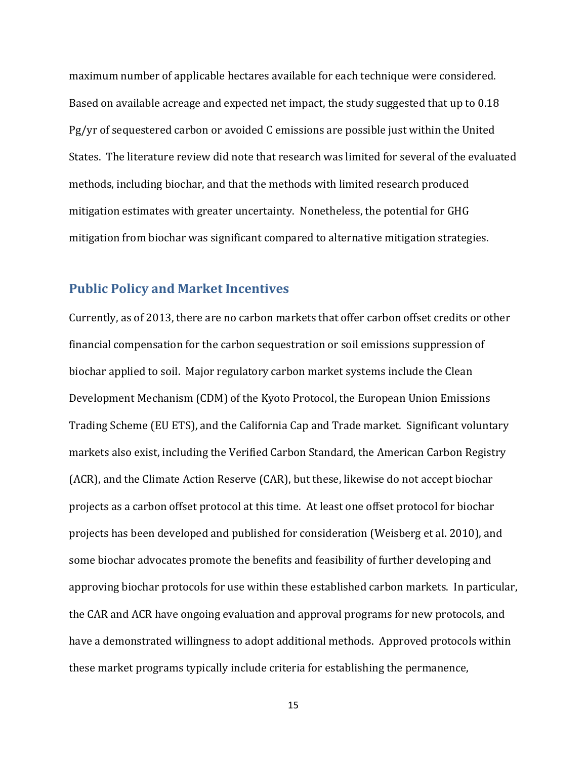maximum number of applicable hectares available for each technique were considered. Based on available acreage and expected net impact, the study suggested that up to 0.18 Pg/yr of sequestered carbon or avoided C emissions are possible just within the United States. The literature review did note that research was limited for several of the evaluated methods, including biochar, and that the methods with limited research produced mitigation estimates with greater uncertainty. Nonetheless, the potential for GHG mitigation from biochar was significant compared to alternative mitigation strategies.

## Public Policy and Market Incentives

Currently, as of 2013, there are no carbon markets that offer carbon offset credits or other financial compensation for the carbon sequestration or soil emissions suppression of biochar applied to soil. Major regulatory carbon market systems include the Clean Development Mechanism (CDM) of the Kyoto Protocol, the European Union Emissions Trading Scheme (EU ETS), and the California Cap and Trade market. Significant voluntary markets also exist, including the Verified Carbon Standard, the American Carbon Registry (ACR), and the Climate Action Reserve (CAR), but these, likewise do not accept biochar projects as a carbon offset protocol at this time. At least one offset protocol for biochar projects has been developed and published for consideration (Weisberg et al. 2010), and some biochar advocates promote the benefits and feasibility of further developing and approving biochar protocols for use within these established carbon markets. In particular, the CAR and ACR have ongoing evaluation and approval programs for new protocols, and have a demonstrated willingness to adopt additional methods. Approved protocols within these market programs typically include criteria for establishing the permanence,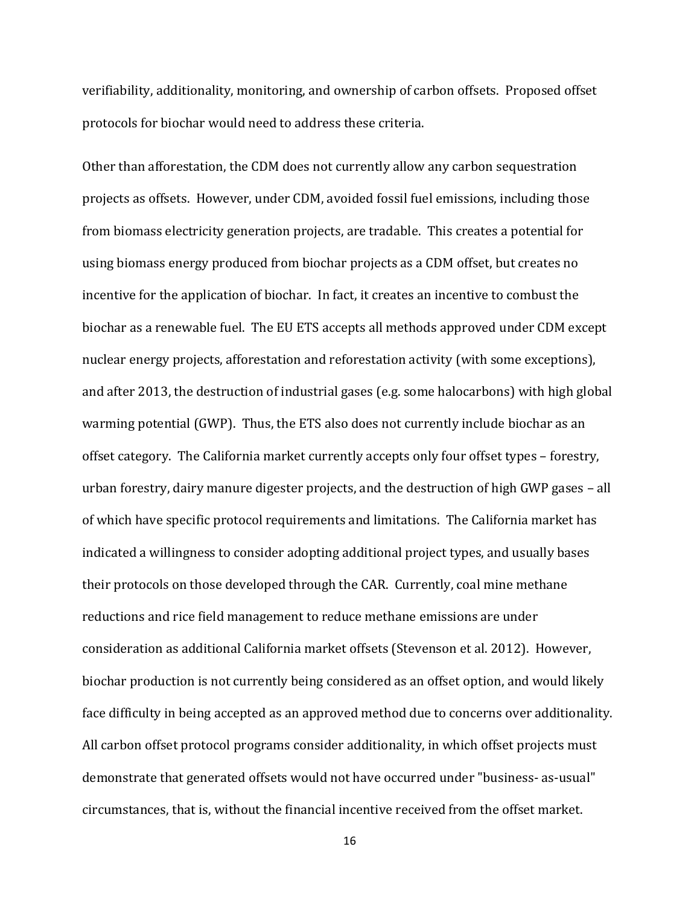verifiability, additionality, monitoring, and ownership of carbon offsets. Proposed offset protocols for biochar would need to address these criteria.

Other than afforestation, the CDM does not currently allow any carbon sequestration projects as offsets. However, under CDM, avoided fossil fuel emissions, including those from biomass electricity generation projects, are tradable. This creates a potential for using biomass energy produced from biochar projects as a CDM offset, but creates no incentive for the application of biochar. In fact, it creates an incentive to combust the biochar as a renewable fuel. The EU ETS accepts all methods approved under CDM except nuclear energy projects, afforestation and reforestation activity (with some exceptions), and after 2013, the destruction of industrial gases (e.g. some halocarbons) with high global warming potential (GWP). Thus, the ETS also does not currently include biochar as an offset category. The California market currently accepts only four offset types – forestry, urban forestry, dairy manure digester projects, and the destruction of high GWP gases – all of which have specific protocol requirements and limitations. The California market has indicated a willingness to consider adopting additional project types, and usually bases their protocols on those developed through the CAR. Currently, coal mine methane reductions and rice field management to reduce methane emissions are under consideration as additional California market offsets (Stevenson et al. 2012). However, biochar production is not currently being considered as an offset option, and would likely face difficulty in being accepted as an approved method due to concerns over additionality. All carbon offset protocol programs consider additionality, in which offset projects must demonstrate that generated offsets would not have occurred under "business- as-usual" circumstances, that is, without the financial incentive received from the offset market.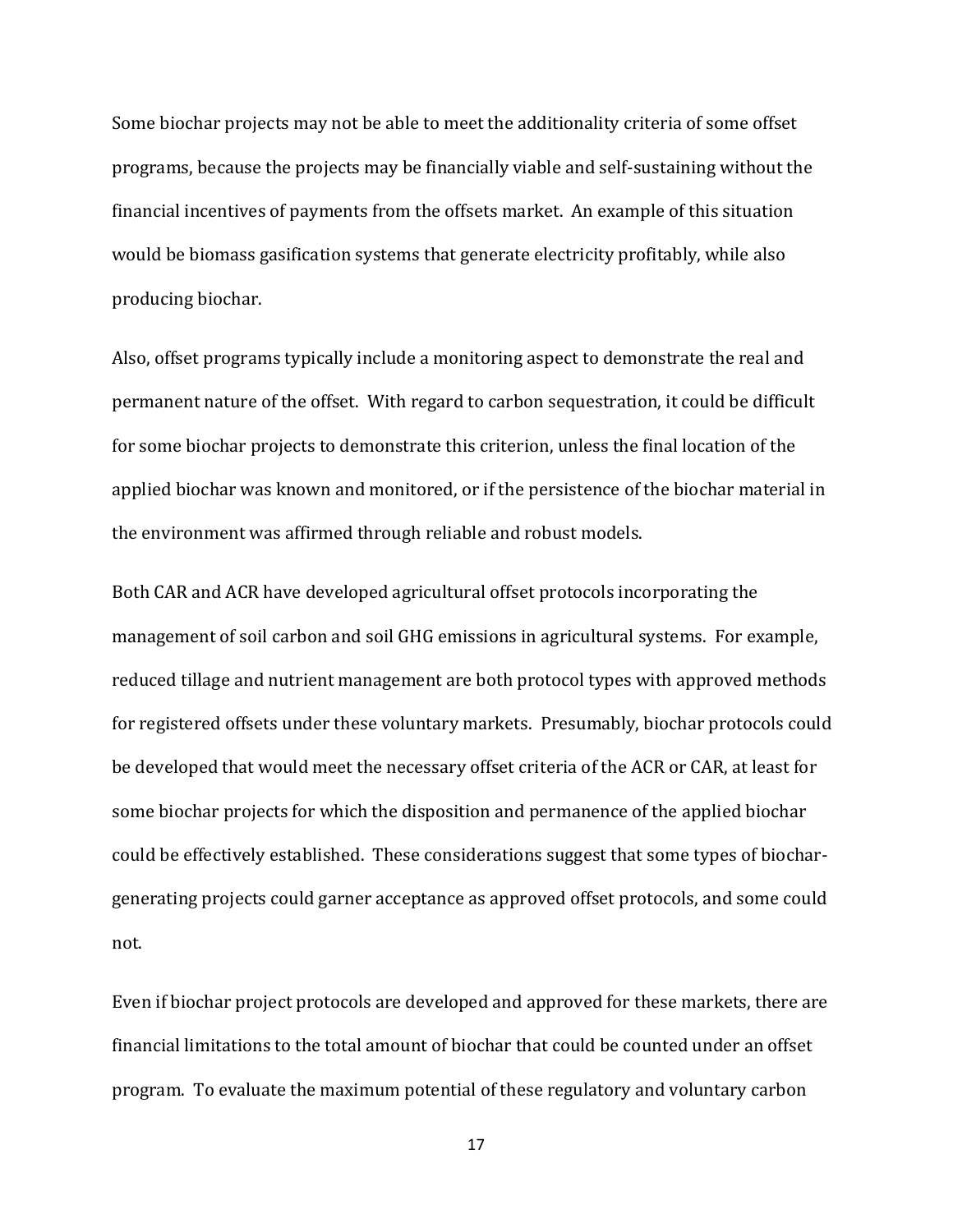Some biochar projects may not be able to meet the additionality criteria of some offset programs, because the projects may be financially viable and self-sustaining without the financial incentives of payments from the offsets market. An example of this situation would be biomass gasification systems that generate electricity profitably, while also producing biochar.

Also, offset programs typically include a monitoring aspect to demonstrate the real and permanent nature of the offset. With regard to carbon sequestration, it could be difficult for some biochar projects to demonstrate this criterion, unless the final location of the applied biochar was known and monitored, or if the persistence of the biochar material in the environment was affirmed through reliable and robust models.

Both CAR and ACR have developed agricultural offset protocols incorporating the management of soil carbon and soil GHG emissions in agricultural systems. For example, reduced tillage and nutrient management are both protocol types with approved methods for registered offsets under these voluntary markets. Presumably, biochar protocols could be developed that would meet the necessary offset criteria of the ACR or CAR, at least for some biochar projects for which the disposition and permanence of the applied biochar could be effectively established. These considerations suggest that some types of biochar-generating projects could garner acceptance as approved offset protocols, and some could not.

Even if biochar project protocols are developed and approved for these markets, there are financial limitations to the total amount of biochar that could be counted under an offset program. To evaluate the maximum potential of these regulatory and voluntary carbon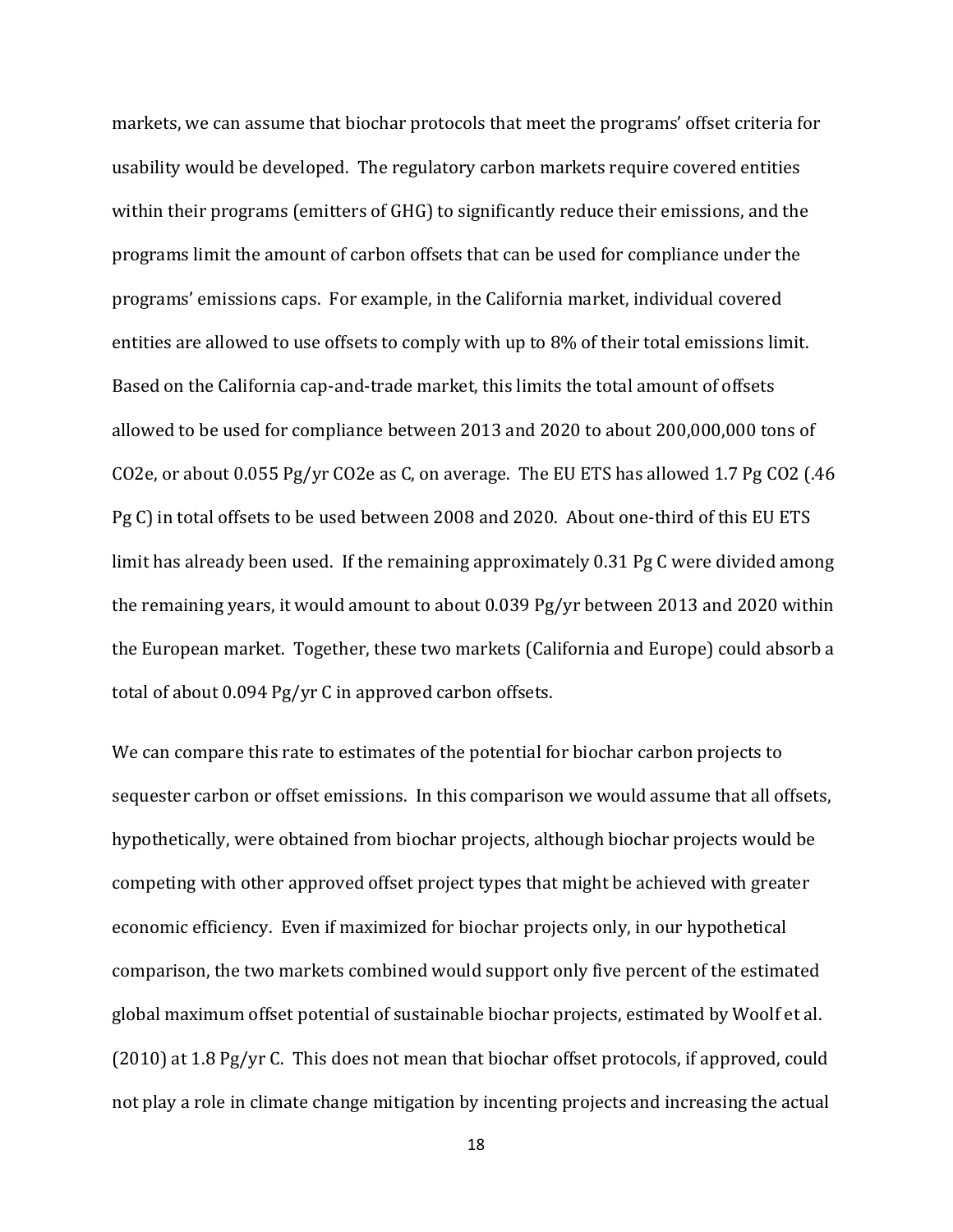markets, we can assume that biochar protocols that meet the programs' offset criteria for usability would be developed. The regulatory carbon markets require covered entities within their programs (emitters of GHG) to significantly reduce their emissions, and the programs limit the amount of carbon offsets that can be used for compliance under the programs' emissions caps. For example, in the California market, individual covered entities are allowed to use offsets to comply with up to 8% of their total emissions limit. Based on the California cap-and-trade market, this limits the total amount of offsets allowed to be used for compliance between 2013 and 2020 to about 200,000,000 tons of $CO_2e$, or about 0.055 Pg/yr $CO_2e$ as C, on average. The EU ETS has allowed 1.7 Pg $CO_2$ (.46 Pg C) in total offsets to be used between 2008 and 2020. About one-third of this EU ETS limit has already been used. If the remaining approximately 0.31 Pg C were divided among the remaining years, it would amount to about 0.039 Pg/yr between 2013 and 2020 within the European market. Together, these two markets (California and Europe) could absorb a total of about 0.094 Pg/yr C in approved carbon offsets.

We can compare this rate to estimates of the potential for biochar carbon projects to sequester carbon or offset emissions. In this comparison we would assume that all offsets, hypothetically, were obtained from biochar projects, although biochar projects would be competing with other approved offset project types that might be achieved with greater economic efficiency. Even if maximized for biochar projects only, in our hypothetical comparison, the two markets combined would support only five percent of the estimated global maximum offset potential of sustainable biochar projects, estimated by Woolf et al. (2010) at 1.8 Pg/yr C. This does not mean that biochar offset protocols, if approved, could not play a role in climate change mitigation by incenting projects and increasing the actual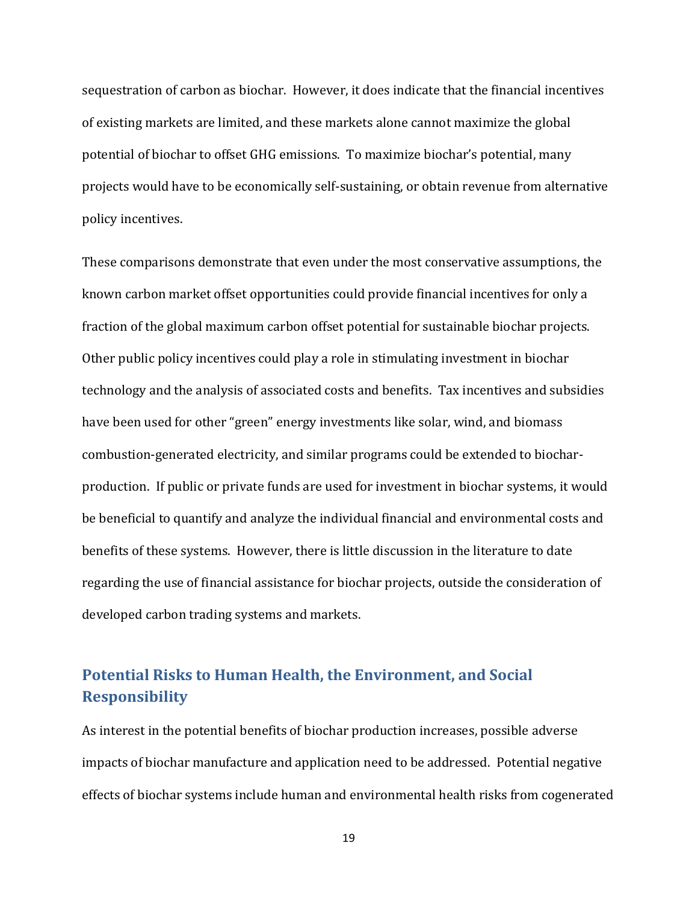sequestration of carbon as biochar. However, it does indicate that the financial incentives of existing markets are limited, and these markets alone cannot maximize the global potential of biochar to offset GHG emissions. To maximize biochar's potential, many projects would have to be economically self-sustaining, or obtain revenue from alternative policy incentives.

These comparisons demonstrate that even under the most conservative assumptions, the known carbon market offset opportunities could provide financial incentives for only a fraction of the global maximum carbon offset potential for sustainable biochar projects. Other public policy incentives could play a role in stimulating investment in biochar technology and the analysis of associated costs and benefits. Tax incentives and subsidies have been used for other "green" energy investments like solar, wind, and biomass combustion-generated electricity, and similar programs could be extended to biochar-production. If public or private funds are used for investment in biochar systems, it would be beneficial to quantify and analyze the individual financial and environmental costs and benefits of these systems. However, there is little discussion in the literature to date regarding the use of financial assistance for biochar projects, outside the consideration of developed carbon trading systems and markets.

## Potential Risks to Human Health, the Environment, and Social Responsibility

As interest in the potential benefits of biochar production increases, possible adverse impacts of biochar manufacture and application need to be addressed. Potential negative effects of biochar systems include human and environmental health risks from cogenerated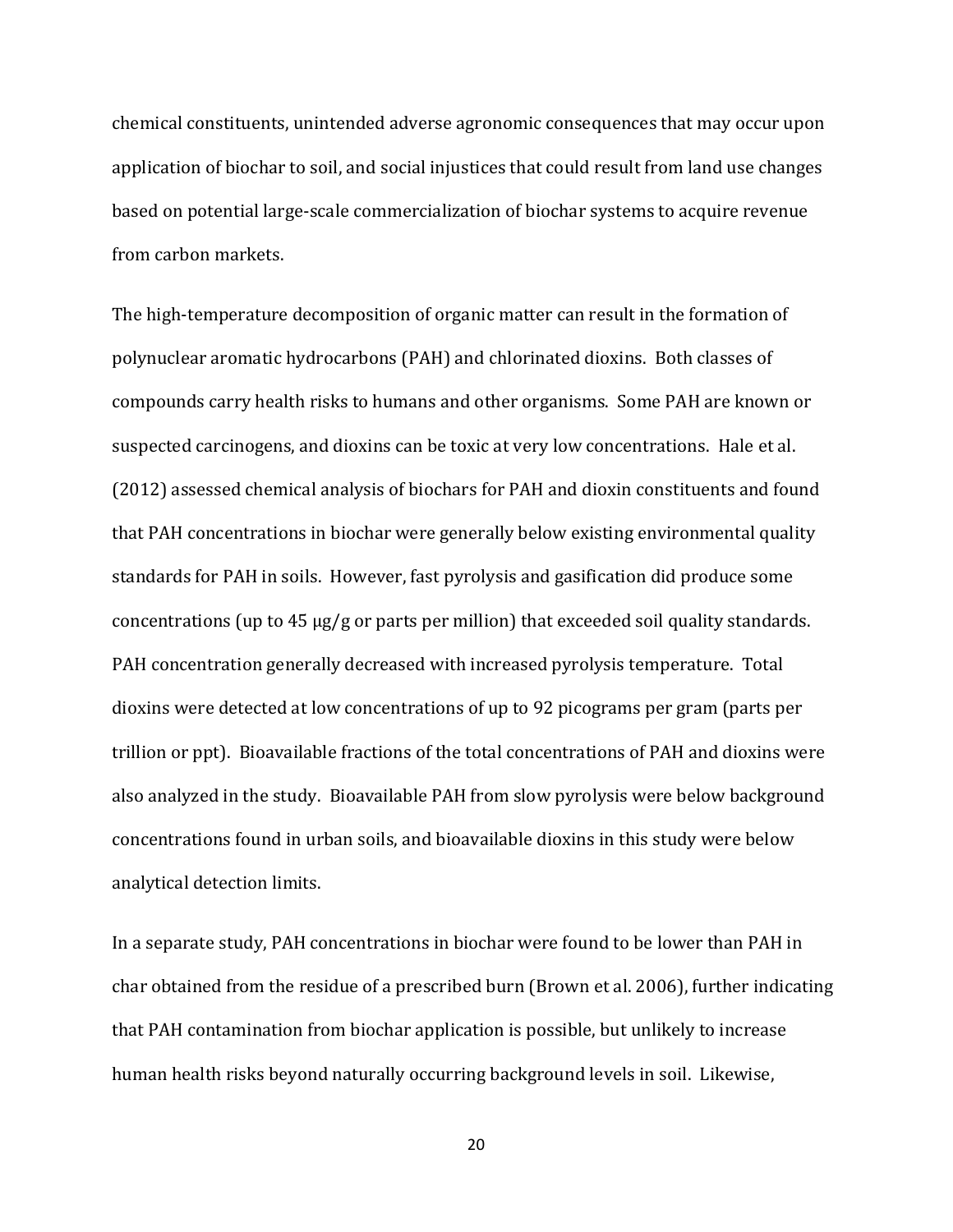chemical constituents, unintended adverse agronomic consequences that may occur upon application of biochar to soil, and social injustices that could result from land use changes based on potential large-scale commercialization of biochar systems to acquire revenue from carbon markets.

The high-temperature decomposition of organic matter can result in the formation of polynuclear aromatic hydrocarbons (PAH) and chlorinated dioxins. Both classes of compounds carry health risks to humans and other organisms. Some PAH are known or suspected carcinogens, and dioxins can be toxic at very low concentrations. Hale et al. (2012) assessed chemical analysis of biochars for PAH and dioxin constituents and found that PAH concentrations in biochar were generally below existing environmental quality standards for PAH in soils. However, fast pyrolysis and gasification did produce some concentrations (up to 45 μg/g or parts per million) that exceeded soil quality standards. PAH concentration generally decreased with increased pyrolysis temperature. Total dioxins were detected at low concentrations of up to 92 picograms per gram (parts per trillion or ppt). Bioavailable fractions of the total concentrations of PAH and dioxins were also analyzed in the study. Bioavailable PAH from slow pyrolysis were below background concentrations found in urban soils, and bioavailable dioxins in this study were below analytical detection limits.

In a separate study, PAH concentrations in biochar were found to be lower than PAH in char obtained from the residue of a prescribed burn (Brown et al. 2006), further indicating that PAH contamination from biochar application is possible, but unlikely to increase human health risks beyond naturally occurring background levels in soil. Likewise,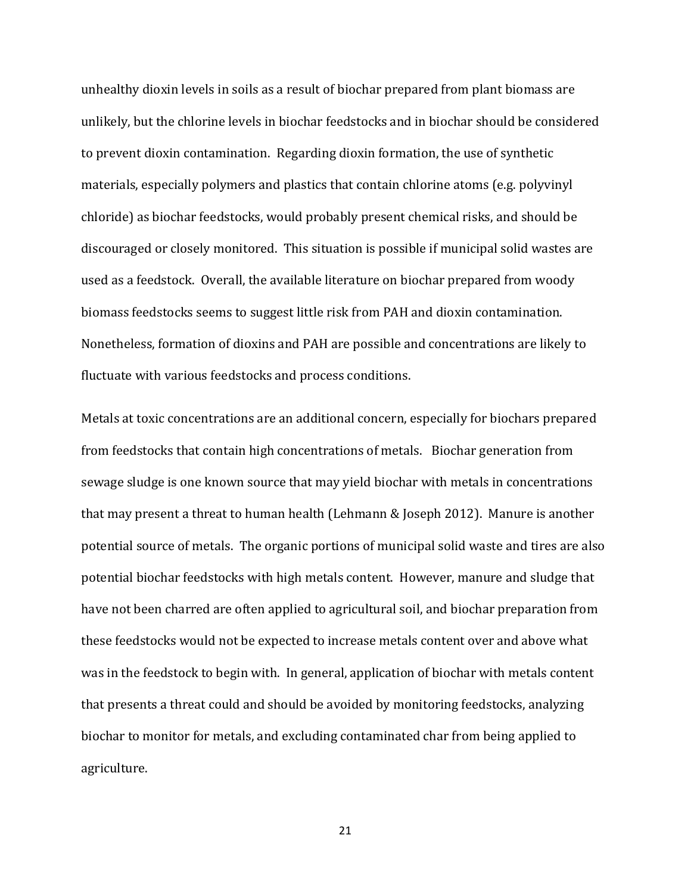unhealthy dioxin levels in soils as a result of biochar prepared from plant biomass are unlikely, but the chlorine levels in biochar feedstocks and in biochar should be considered to prevent dioxin contamination. Regarding dioxin formation, the use of synthetic materials, especially polymers and plastics that contain chlorine atoms (e.g. polyvinyl chloride) as biochar feedstocks, would probably present chemical risks, and should be discouraged or closely monitored. This situation is possible if municipal solid wastes are used as a feedstock. Overall, the available literature on biochar prepared from woody biomass feedstocks seems to suggest little risk from PAH and dioxin contamination. Nonetheless, formation of dioxins and PAH are possible and concentrations are likely to fluctuate with various feedstocks and process conditions.

Metals at toxic concentrations are an additional concern, especially for biochars prepared from feedstocks that contain high concentrations of metals. Biochar generation from sewage sludge is one known source that may yield biochar with metals in concentrations that may present a threat to human health (Lehmann & Joseph 2012). Manure is another potential source of metals. The organic portions of municipal solid waste and tires are also potential biochar feedstocks with high metals content. However, manure and sludge that have not been charred are often applied to agricultural soil, and biochar preparation from these feedstocks would not be expected to increase metals content over and above what was in the feedstock to begin with. In general, application of biochar with metals content that presents a threat could and should be avoided by monitoring feedstocks, analyzing biochar to monitor for metals, and excluding contaminated char from being applied to agriculture.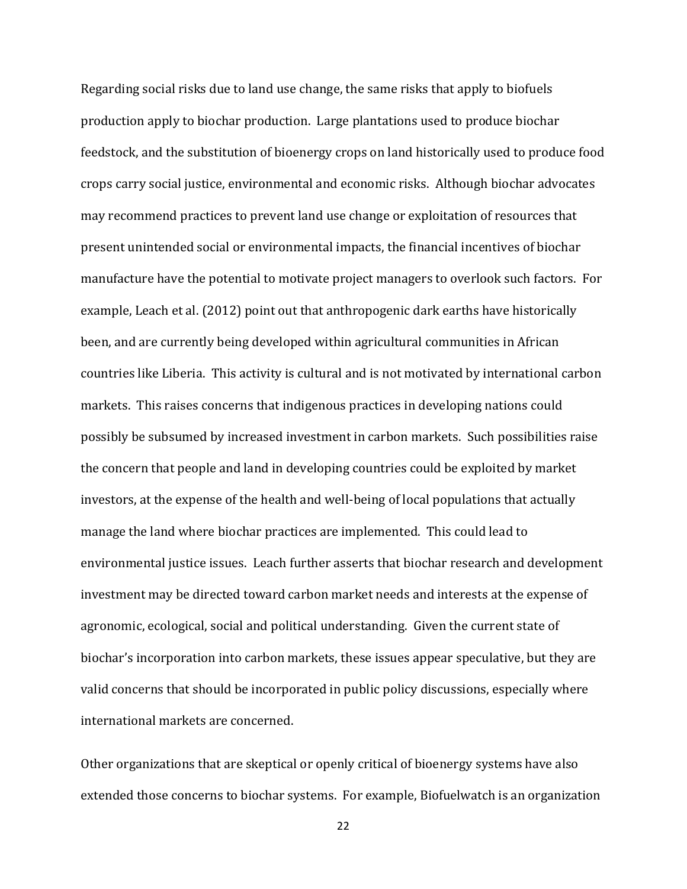Regarding social risks due to land use change, the same risks that apply to biofuels production apply to biochar production. Large plantations used to produce biochar feedstock, and the substitution of bioenergy crops on land historically used to produce food crops carry social justice, environmental and economic risks. Although biochar advocates may recommend practices to prevent land use change or exploitation of resources that present unintended social or environmental impacts, the financial incentives of biochar manufacture have the potential to motivate project managers to overlook such factors. For example, Leach et al. (2012) point out that anthropogenic dark earths have historically been, and are currently being developed within agricultural communities in African countries like Liberia. This activity is cultural and is not motivated by international carbon markets. This raises concerns that indigenous practices in developing nations could possibly be subsumed by increased investment in carbon markets. Such possibilities raise the concern that people and land in developing countries could be exploited by market investors, at the expense of the health and well-being of local populations that actually manage the land where biochar practices are implemented. This could lead to environmental justice issues. Leach further asserts that biochar research and development investment may be directed toward carbon market needs and interests at the expense of agronomic, ecological, social and political understanding. Given the current state of biochar's incorporation into carbon markets, these issues appear speculative, but they are valid concerns that should be incorporated in public policy discussions, especially where international markets are concerned.

Other organizations that are skeptical or openly critical of bioenergy systems have also extended those concerns to biochar systems. For example, Biofuelwatch is an organization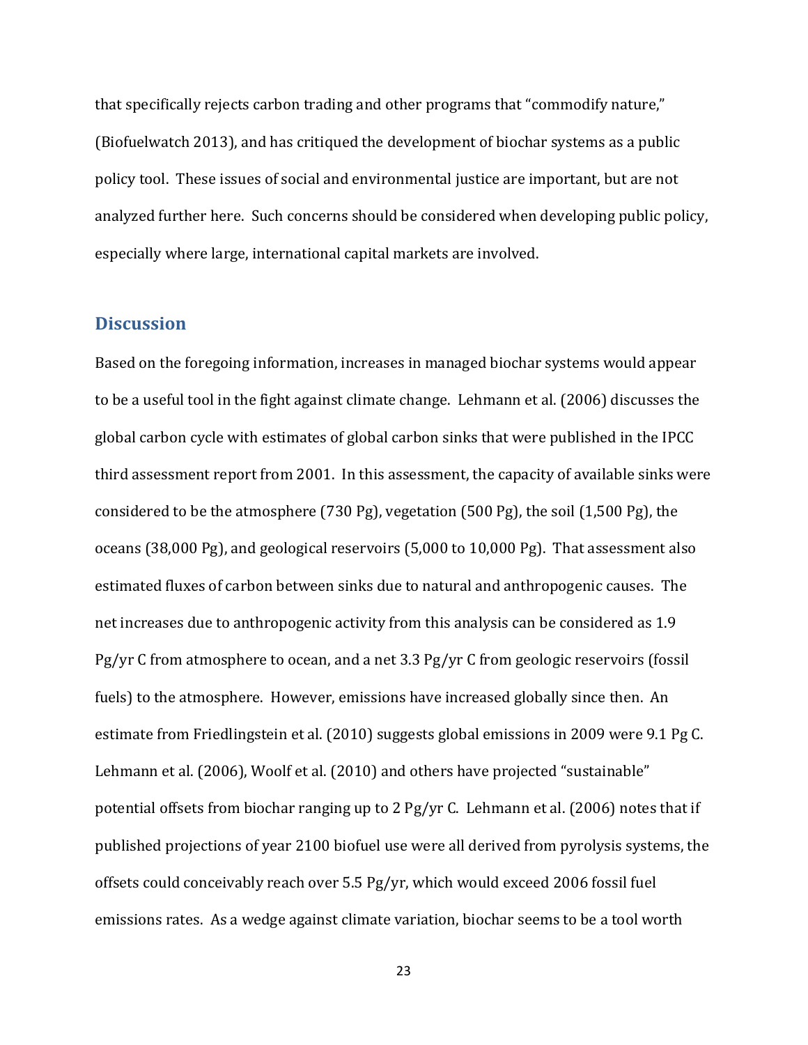that specifically rejects carbon trading and other programs that "commodify nature," (Biofuelwatch 2013), and has critiqued the development of biochar systems as a public policy tool. These issues of social and environmental justice are important, but are not analyzed further here. Such concerns should be considered when developing public policy, especially where large, international capital markets are involved.

## Discussion

Based on the foregoing information, increases in managed biochar systems would appear to be a useful tool in the fight against climate change. Lehmann et al. (2006) discusses the global carbon cycle with estimates of global carbon sinks that were published in the IPCC third assessment report from 2001. In this assessment, the capacity of available sinks were considered to be the atmosphere (730 Pg), vegetation (500 Pg), the soil (1,500 Pg), the oceans (38,000 Pg), and geological reservoirs (5,000 to 10,000 Pg). That assessment also estimated fluxes of carbon between sinks due to natural and anthropogenic causes. The net increases due to anthropogenic activity from this analysis can be considered as 1.9 Pg/yr C from atmosphere to ocean, and a net 3.3 Pg/yr C from geologic reservoirs (fossil fuels) to the atmosphere. However, emissions have increased globally since then. An estimate from Friedlingstein et al. (2010) suggests global emissions in 2009 were 9.1 Pg C. Lehmann et al. (2006), Woolf et al. (2010) and others have projected "sustainable" potential offsets from biochar ranging up to 2 Pg/yr C. Lehmann et al. (2006) notes that if published projections of year 2100 biofuel use were all derived from pyrolysis systems, the offsets could conceivably reach over 5.5 Pg/yr, which would exceed 2006 fossil fuel emissions rates. As a wedge against climate variation, biochar seems to be a tool worth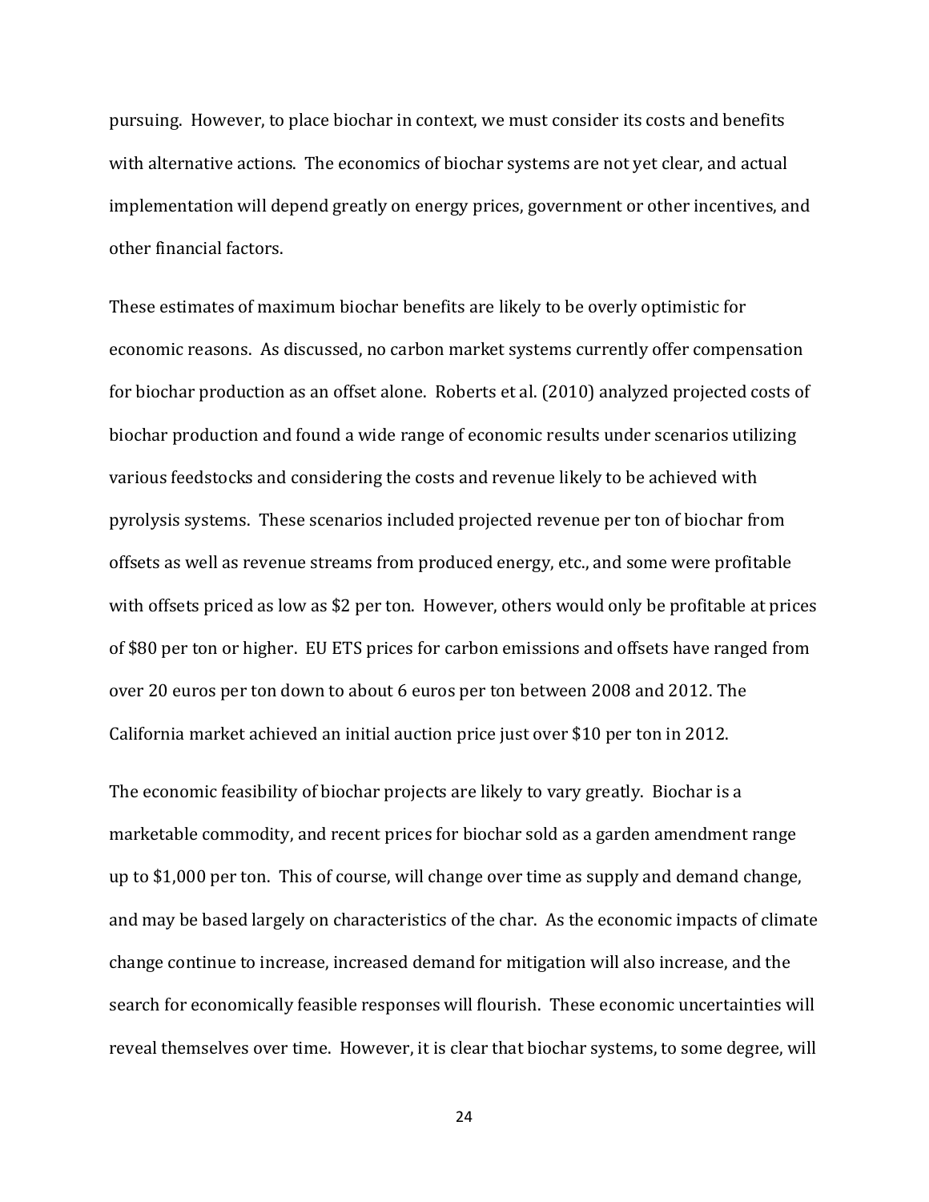pursuing. However, to place biochar in context, we must consider its costs and benefits with alternative actions. The economics of biochar systems are not yet clear, and actual implementation will depend greatly on energy prices, government or other incentives, and other financial factors.

These estimates of maximum biochar benefits are likely to be overly optimistic for economic reasons. As discussed, no carbon market systems currently offer compensation for biochar production as an offset alone. Roberts et al. (2010) analyzed projected costs of biochar production and found a wide range of economic results under scenarios utilizing various feedstocks and considering the costs and revenue likely to be achieved with pyrolysis systems. These scenarios included projected revenue per ton of biochar from offsets as well as revenue streams from produced energy, etc., and some were profitable with offsets priced as low as $2 per ton. However, others would only be profitable at prices of $80 per ton or higher. EU ETS prices for carbon emissions and offsets have ranged from over 20 euros per ton down to about 6 euros per ton between 2008 and 2012. The California market achieved an initial auction price just over $10 per ton in 2012.

The economic feasibility of biochar projects are likely to vary greatly. Biochar is a marketable commodity, and recent prices for biochar sold as a garden amendment range up to $1,000 per ton. This of course, will change over time as supply and demand change, and may be based largely on characteristics of the char. As the economic impacts of climate change continue to increase, increased demand for mitigation will also increase, and the search for economically feasible responses will flourish. These economic uncertainties will reveal themselves over time. However, it is clear that biochar systems, to some degree, will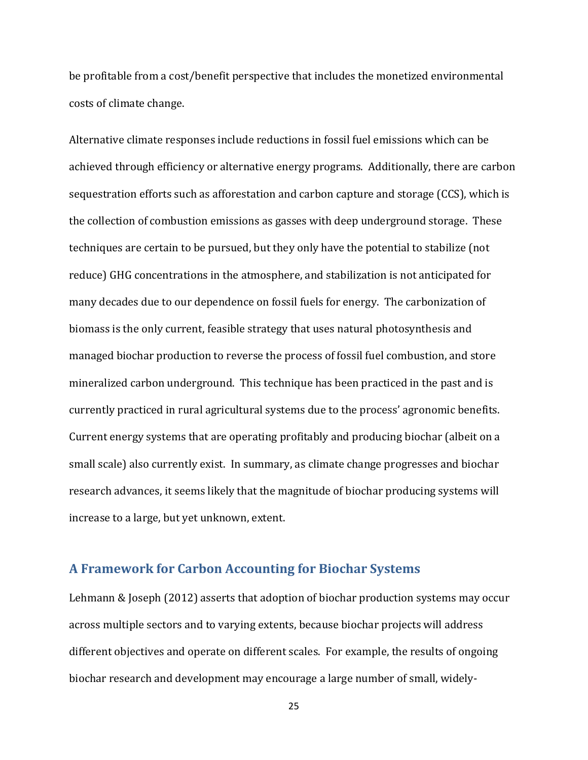be profitable from a cost/benefit perspective that includes the monetized environmental costs of climate change.

Alternative climate responses include reductions in fossil fuel emissions which can be achieved through efficiency or alternative energy programs. Additionally, there are carbon sequestration efforts such as afforestation and carbon capture and storage (CCS), which is the collection of combustion emissions as gasses with deep underground storage. These techniques are certain to be pursued, but they only have the potential to stabilize (not reduce) GHG concentrations in the atmosphere, and stabilization is not anticipated for many decades due to our dependence on fossil fuels for energy. The carbonization of biomass is the only current, feasible strategy that uses natural photosynthesis and managed biochar production to reverse the process of fossil fuel combustion, and store mineralized carbon underground. This technique has been practiced in the past and is currently practiced in rural agricultural systems due to the process' agronomic benefits. Current energy systems that are operating profitably and producing biochar (albeit on a small scale) also currently exist. In summary, as climate change progresses and biochar research advances, it seems likely that the magnitude of biochar producing systems will increase to a large, but yet unknown, extent.

## A Framework for Carbon Accounting for Biochar Systems

Lehmann & Joseph (2012) asserts that adoption of biochar production systems may occur across multiple sectors and to varying extents, because biochar projects will address different objectives and operate on different scales. For example, the results of ongoing biochar research and development may encourage a large number of small, widely-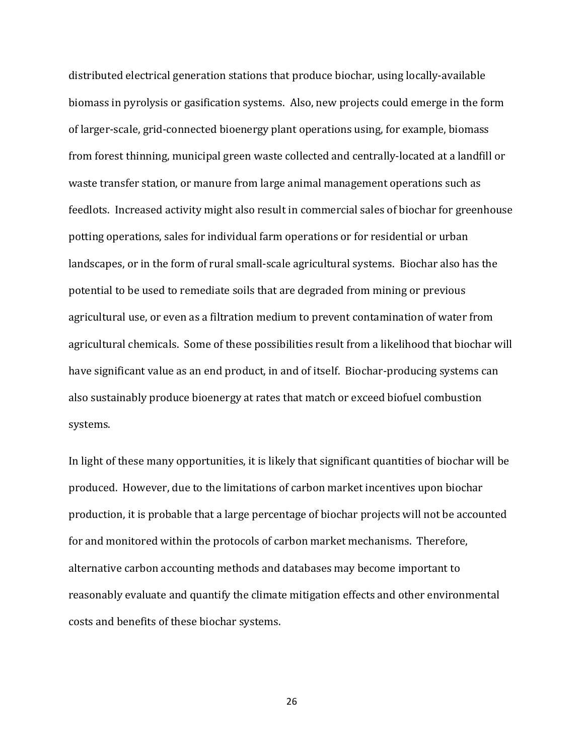distributed electrical generation stations that produce biochar, using locally-available biomass in pyrolysis or gasification systems. Also, new projects could emerge in the form of larger-scale, grid-connected bioenergy plant operations using, for example, biomass from forest thinning, municipal green waste collected and centrally-located at a landfill or waste transfer station, or manure from large animal management operations such as feedlots. Increased activity might also result in commercial sales of biochar for greenhouse potting operations, sales for individual farm operations or for residential or urban landscapes, or in the form of rural small-scale agricultural systems. Biochar also has the potential to be used to remediate soils that are degraded from mining or previous agricultural use, or even as a filtration medium to prevent contamination of water from agricultural chemicals. Some of these possibilities result from a likelihood that biochar will have significant value as an end product, in and of itself. Biochar-producing systems can also sustainably produce bioenergy at rates that match or exceed biofuel combustion systems.

In light of these many opportunities, it is likely that significant quantities of biochar will be produced. However, due to the limitations of carbon market incentives upon biochar production, it is probable that a large percentage of biochar projects will not be accounted for and monitored within the protocols of carbon market mechanisms. Therefore, alternative carbon accounting methods and databases may become important to reasonably evaluate and quantify the climate mitigation effects and other environmental costs and benefits of these biochar systems.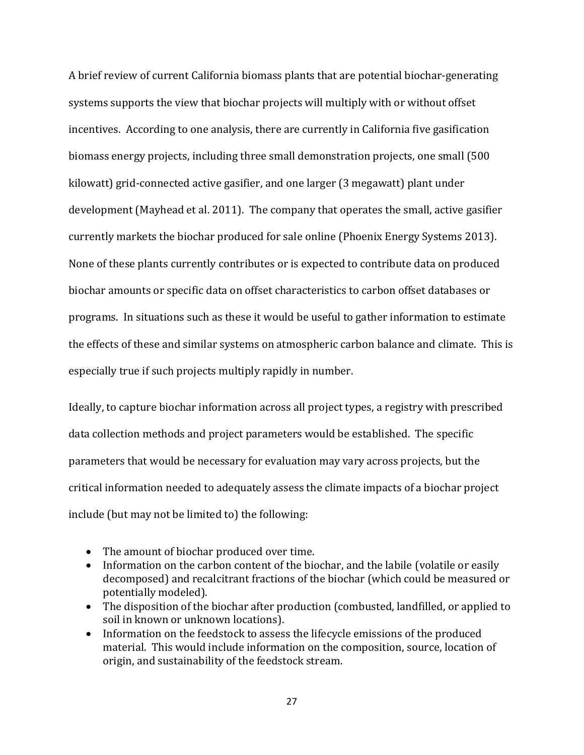A brief review of current California biomass plants that are potential biochar-generating systems supports the view that biochar projects will multiply with or without offset incentives. According to one analysis, there are currently in California five gasification biomass energy projects, including three small demonstration projects, one small (500 kilowatt) grid-connected active gasifier, and one larger (3 megawatt) plant under development (Mayhead et al. 2011). The company that operates the small, active gasifier currently markets the biochar produced for sale online (Phoenix Energy Systems 2013). None of these plants currently contributes or is expected to contribute data on produced biochar amounts or specific data on offset characteristics to carbon offset databases or programs. In situations such as these it would be useful to gather information to estimate the effects of these and similar systems on atmospheric carbon balance and climate. This is especially true if such projects multiply rapidly in number.

Ideally, to capture biochar information across all project types, a registry with prescribed data collection methods and project parameters would be established. The specific parameters that would be necessary for evaluation may vary across projects, but the critical information needed to adequately assess the climate impacts of a biochar project include (but may not be limited to) the following:

- The amount of biochar produced over time.
- Information on the carbon content of the biochar, and the labile (volatile or easily decomposed) and recalcitrant fractions of the biochar (which could be measured or potentially modeled).
- The disposition of the biochar after production (combusted, landfilled, or applied to soil in known or unknown locations).
- Information on the feedstock to assess the lifecycle emissions of the produced material. This would include information on the composition, source, location of origin, and sustainability of the feedstock stream.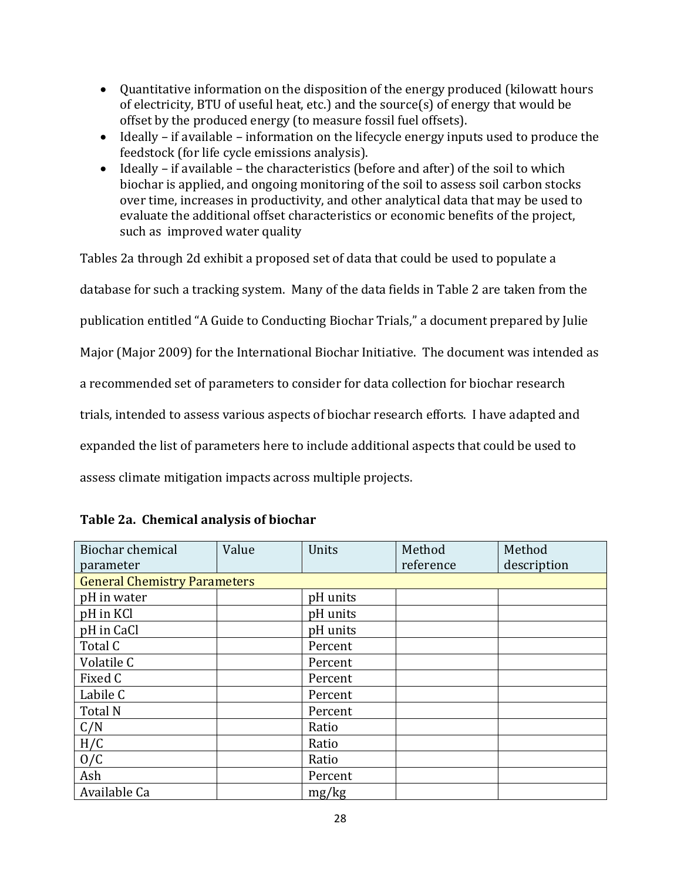- Quantitative information on the disposition of the energy produced (kilowatt hours of electricity, BTU of useful heat, etc.) and the source(s) of energy that would be offset by the produced energy (to measure fossil fuel offsets).
- Ideally – if available – information on the lifecycle energy inputs used to produce the feedstock (for life cycle emissions analysis).
- Ideally – if available – the characteristics (before and after) of the soil to which biochar is applied, and ongoing monitoring of the soil to assess soil carbon stocks over time, increases in productivity, and other analytical data that may be used to evaluate the additional offset characteristics or economic benefits of the project, such as improved water quality

Tables 2a through 2d exhibit a proposed set of data that could be used to populate a database for such a tracking system. Many of the data fields in Table 2 are taken from the publication entitled "A Guide to Conducting Biochar Trials," a document prepared by Julie Major (Major 2009) for the International Biochar Initiative. The document was intended as a recommended set of parameters to consider for data collection for biochar research trials, intended to assess various aspects of biochar research efforts. I have adapted and expanded the list of parameters here to include additional aspects that could be used to assess climate mitigation impacts across multiple projects.

**Table 2a. Chemical analysis of biochar**

| Biochar chemical parameter | Value | Units | Method reference | Method description |
|---|---|---|---|---|
| General Chemistry Parameters | | | | |
| pH in water | | pH units | | |
| pH in KCl | | pH units | | |
| pH in CaCl | | pH units | | |
| Total C | | Percent | | |
| Volatile C | | Percent | | |
| Fixed C | | Percent | | |
| Labile C | | Percent | | |
| Total N | | Percent | | |
| C/N | | Ratio | | |
| H/C | | Ratio | | |
| O/C | | Ratio | | |
| Ash | | Percent | | |
| Available Ca | | mg/kg | | |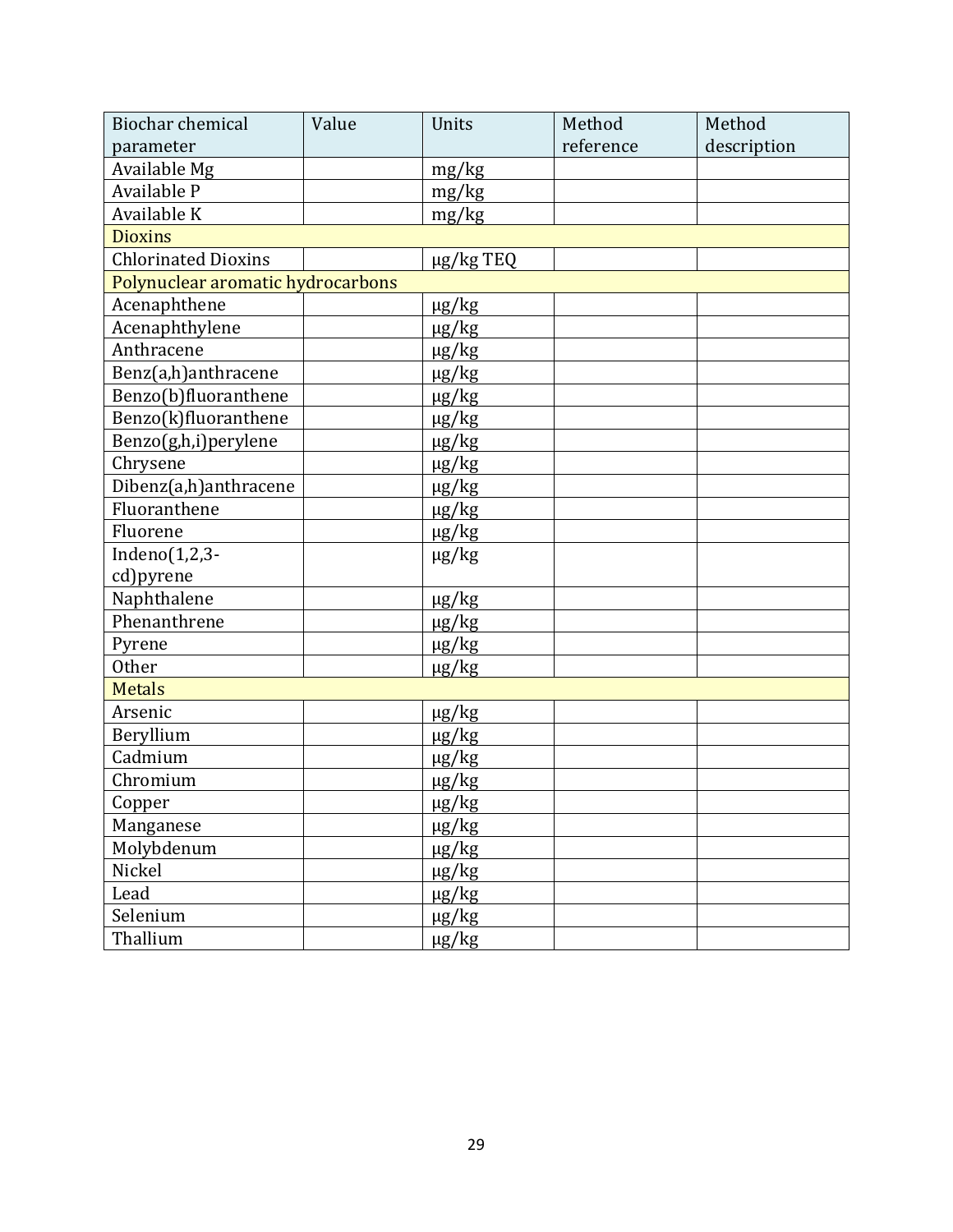| Biochar chemical parameter | Value | Units | Method reference | Method description |
|---|---|---|---|---|
| Available Mg | | mg/kg | | |
| Available P | | mg/kg | | |
| Available K | | mg/kg | | |
| Dioxins | | | | |
| Chlorinated Dioxins | | μg/kg TEQ | | |
| Polynuclear aromatic hydrocarbons | | | | |
| Acenaphthene | | μg/kg | | |
| Acenaphthylene | | μg/kg | | |
| Anthracene | | μg/kg | | |
| Benz(a,h)anthracene | | μg/kg | | |
| Benzo(b)fluoranthene | | μg/kg | | |
| Benzo(k)fluoranthene | | μg/kg | | |
| Benzo(g,h,i)perylene | | μg/kg | | |
| Chrysene | | μg/kg | | |
| Dibenz(a,h)anthracene | | μg/kg | | |
| Fluoranthene | | μg/kg | | |
| Fluorene | | μg/kg | | |
| Indeno(1,2,3-cd)pyrene | | μg/kg | | |
| Naphthalene | | μg/kg | | |
| Phenanthrene | | μg/kg | | |
| Pyrene | | μg/kg | | |
| Other | | μg/kg | | |
| Metals | | | | |
| Arsenic | | μg/kg | | |
| Beryllium | | μg/kg | | |
| Cadmium | | μg/kg | | |
| Chromium | | μg/kg | | |
| Copper | | μg/kg | | |
| Manganese | | μg/kg | | |
| Molybdenum | | μg/kg | | |
| Nickel | | μg/kg | | |
| Lead | | μg/kg | | |
| Selenium | | μg/kg | | |
| Thallium | | μg/kg | | |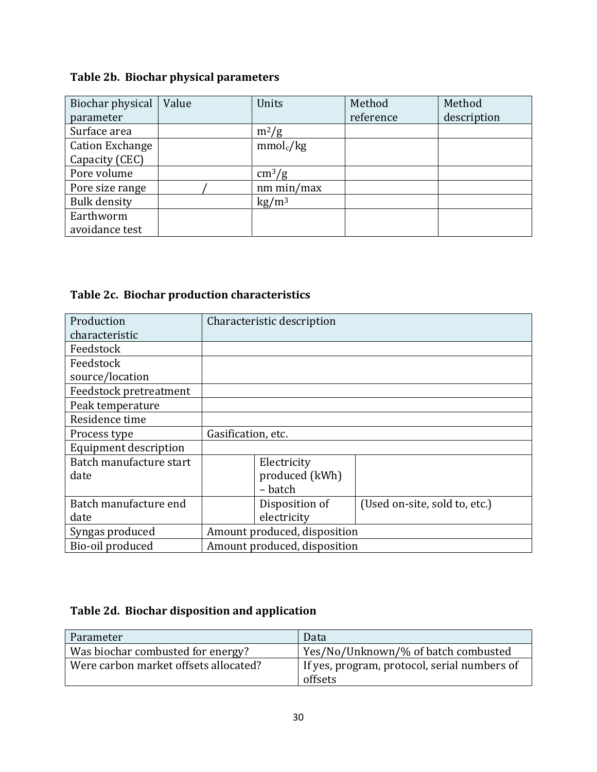**Table 2b. Biochar physical parameters**

| Biochar physical parameter | Value | Units | Method reference | Method description |
|---|---|---|---|---|
| Surface area | | $m^2/g$ | | |
| Cation Exchange Capacity (CEC) | | $mmol_c/kg$ | | |
| Pore volume | | $cm^3/g$ | | |
| Pore size range | / | nm min/max | | |
| Bulk density | | $kg/m^3$ | | |
| Earthworm avoidance test | | | | |

**Table 2c. Biochar production characteristics**

| Production characteristic | Characteristic description | | |
|---|---|---|---|
| Feedstock | | | |
| Feedstock source/location | | | |
| Feedstock pretreatment | | | |
| Peak temperature | | | |
| Residence time | | | |
| Process type | Gasification, etc. | | |
| Equipment description | | | |
| Batch manufacture start date | | Electricity produced (kWh) – batch | |
| Batch manufacture end date | | Disposition of electricity | (Used on-site, sold to, etc.) |
| Syngas produced | Amount produced, disposition | | |
| Bio-oil produced | Amount produced, disposition | | |

**Table 2d. Biochar disposition and application**

| Parameter | Data |
|---|---|
| Was biochar combusted for energy? | Yes/No/Unknown/% of batch combusted |
| Were carbon market offsets allocated? | If yes, program, protocol, serial numbers of offsets |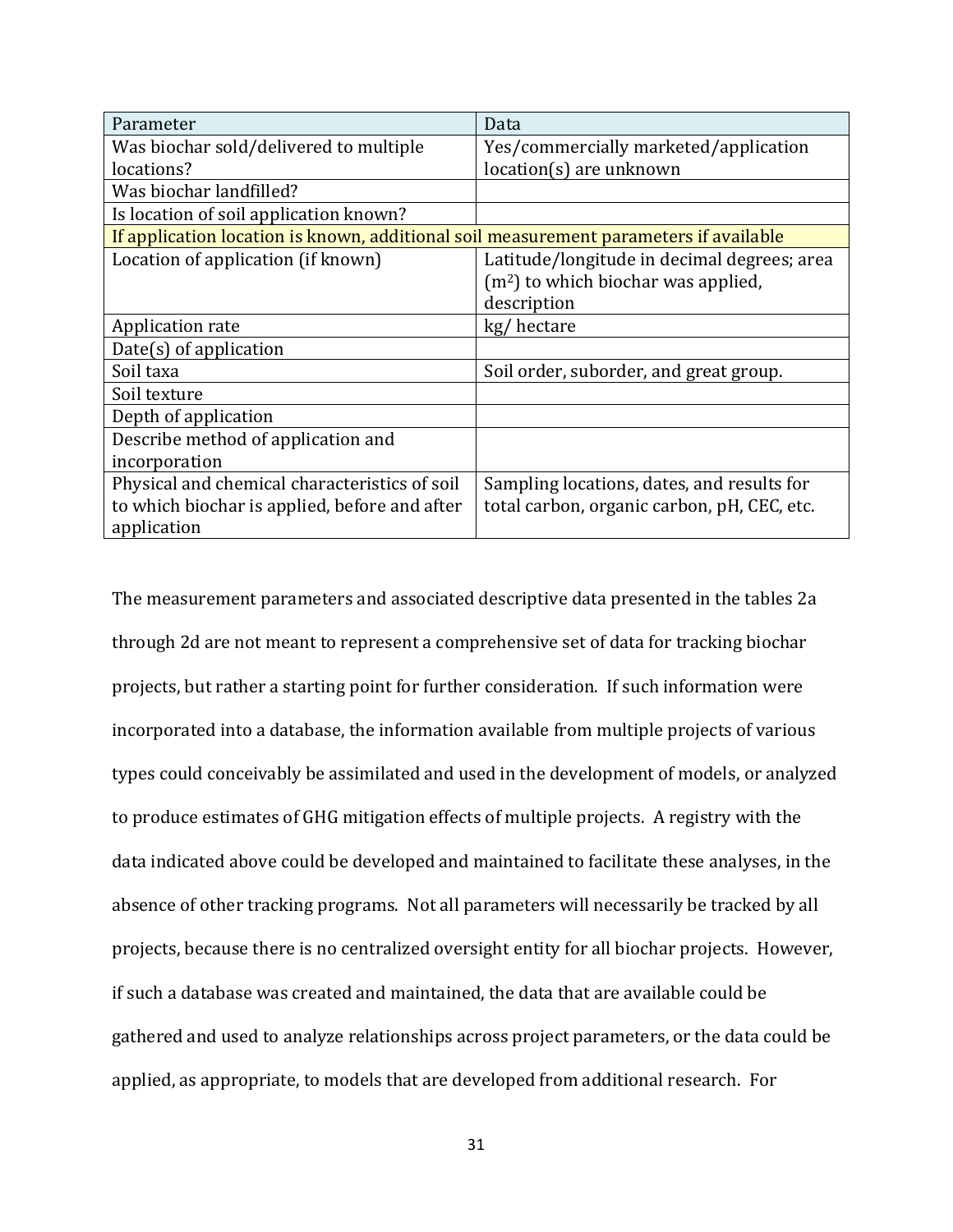| Parameter | Data |
|---|---|
| Was biochar sold/delivered to multiple locations? | Yes/commercially marketed/application location(s) are unknown |
| Was biochar landfilled? | |
| Is location of soil application known? | |
| If application location is known, additional soil measurement parameters if available | |
| Location of application (if known) | Latitude/longitude in decimal degrees; area ($m^2$) to which biochar was applied, description |
| Application rate | kg/ hectare |
| Date(s) of application | |
| Soil taxa | Soil order, suborder, and great group. |
| Soil texture | |
| Depth of application | |
| Describe method of application and incorporation | |
| Physical and chemical characteristics of soil to which biochar is applied, before and after application | Sampling locations, dates, and results for total carbon, organic carbon, pH, CEC, etc. |

The measurement parameters and associated descriptive data presented in the tables 2a through 2d are not meant to represent a comprehensive set of data for tracking biochar projects, but rather a starting point for further consideration. If such information were incorporated into a database, the information available from multiple projects of various types could conceivably be assimilated and used in the development of models, or analyzed to produce estimates of GHG mitigation effects of multiple projects. A registry with the data indicated above could be developed and maintained to facilitate these analyses, in the absence of other tracking programs. Not all parameters will necessarily be tracked by all projects, because there is no centralized oversight entity for all biochar projects. However, if such a database was created and maintained, the data that are available could be gathered and used to analyze relationships across project parameters, or the data could be applied, as appropriate, to models that are developed from additional research. For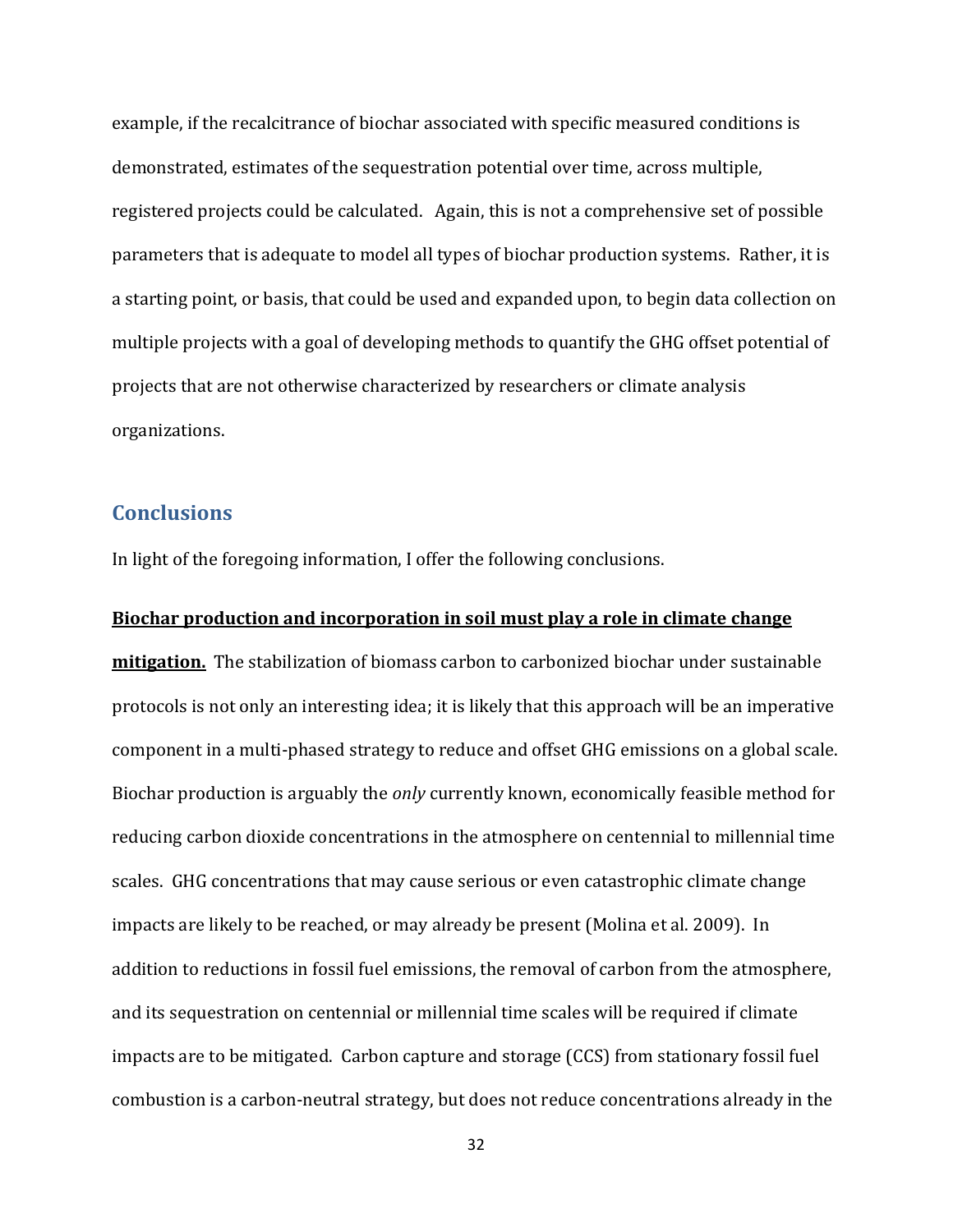example, if the recalcitrance of biochar associated with specific measured conditions is demonstrated, estimates of the sequestration potential over time, across multiple, registered projects could be calculated. Again, this is not a comprehensive set of possible parameters that is adequate to model all types of biochar production systems. Rather, it is a starting point, or basis, that could be used and expanded upon, to begin data collection on multiple projects with a goal of developing methods to quantify the GHG offset potential of projects that are not otherwise characterized by researchers or climate analysis organizations.

## Conclusions

In light of the foregoing information, I offer the following conclusions.

**Biochar production and incorporation in soil must play a role in climate change mitigation.** The stabilization of biomass carbon to carbonized biochar under sustainable protocols is not only an interesting idea; it is likely that this approach will be an imperative component in a multi-phased strategy to reduce and offset GHG emissions on a global scale. Biochar production is arguably the *only* currently known, economically feasible method for reducing carbon dioxide concentrations in the atmosphere on centennial to millennial time scales. GHG concentrations that may cause serious or even catastrophic climate change impacts are likely to be reached, or may already be present (Molina et al. 2009). In addition to reductions in fossil fuel emissions, the removal of carbon from the atmosphere, and its sequestration on centennial or millennial time scales will be required if climate impacts are to be mitigated. Carbon capture and storage (CCS) from stationary fossil fuel combustion is a carbon-neutral strategy, but does not reduce concentrations already in the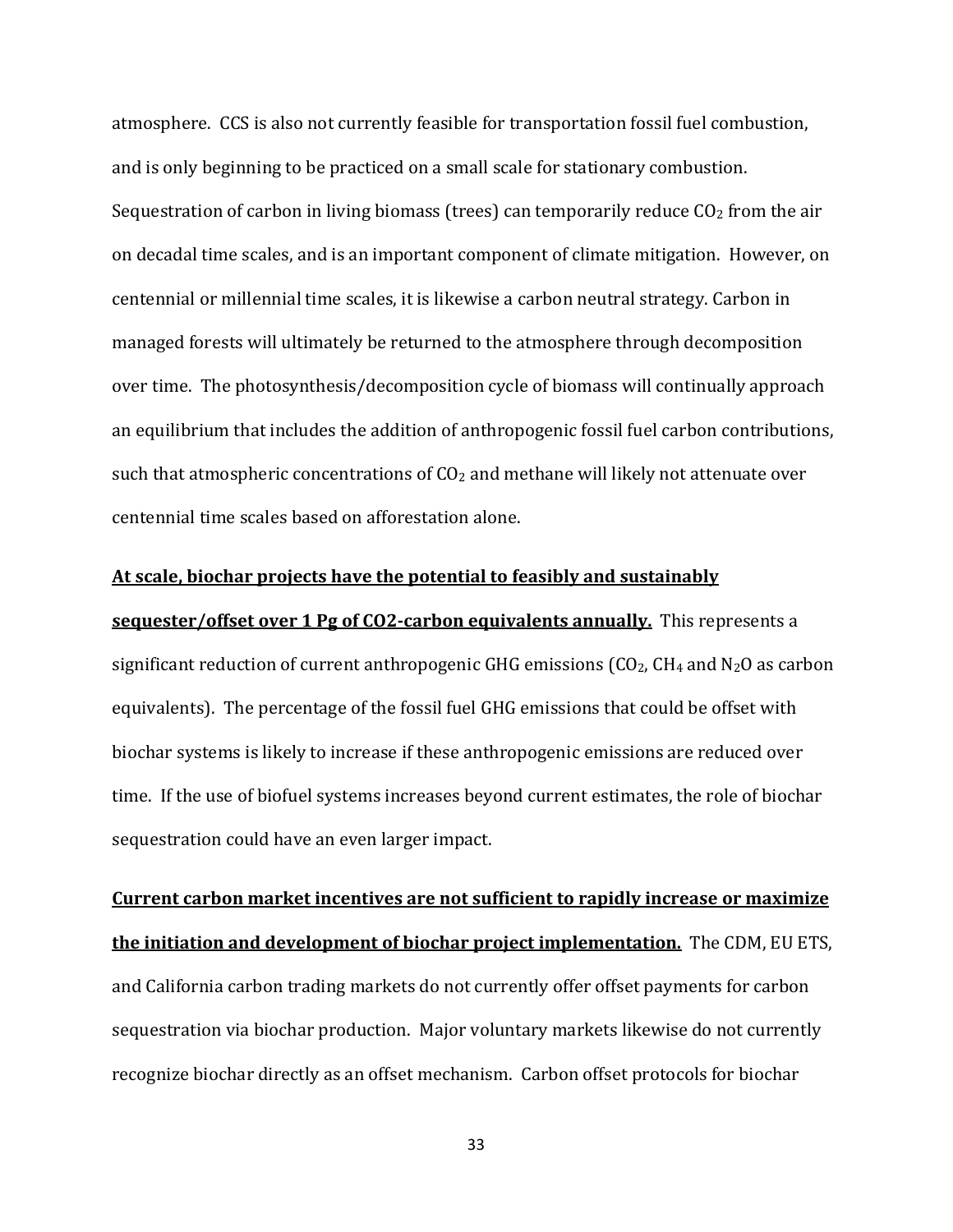atmosphere. CCS is also not currently feasible for transportation fossil fuel combustion, and is only beginning to be practiced on a small scale for stationary combustion. Sequestration of carbon in living biomass (trees) can temporarily reduce $CO_2$ from the air on decadal time scales, and is an important component of climate mitigation. However, on centennial or millennial time scales, it is likewise a carbon neutral strategy. Carbon in managed forests will ultimately be returned to the atmosphere through decomposition over time. The photosynthesis/decomposition cycle of biomass will continually approach an equilibrium that includes the addition of anthropogenic fossil fuel carbon contributions, such that atmospheric concentrations of $CO_2$ and methane will likely not attenuate over centennial time scales based on afforestation alone.

**At scale, biochar projects have the potential to feasibly and sustainably sequester/offset over 1 Pg of CO2-carbon equivalents annually.** This represents a significant reduction of current anthropogenic GHG emissions ($CO_2$, $CH_4$ and $N_2O$ as carbon equivalents). The percentage of the fossil fuel GHG emissions that could be offset with biochar systems is likely to increase if these anthropogenic emissions are reduced over time. If the use of biofuel systems increases beyond current estimates, the role of biochar sequestration could have an even larger impact.

**Current carbon market incentives are not sufficient to rapidly increase or maximize the initiation and development of biochar project implementation.** The CDM, EU ETS, and California carbon trading markets do not currently offer offset payments for carbon sequestration via biochar production. Major voluntary markets likewise do not currently recognize biochar directly as an offset mechanism. Carbon offset protocols for biochar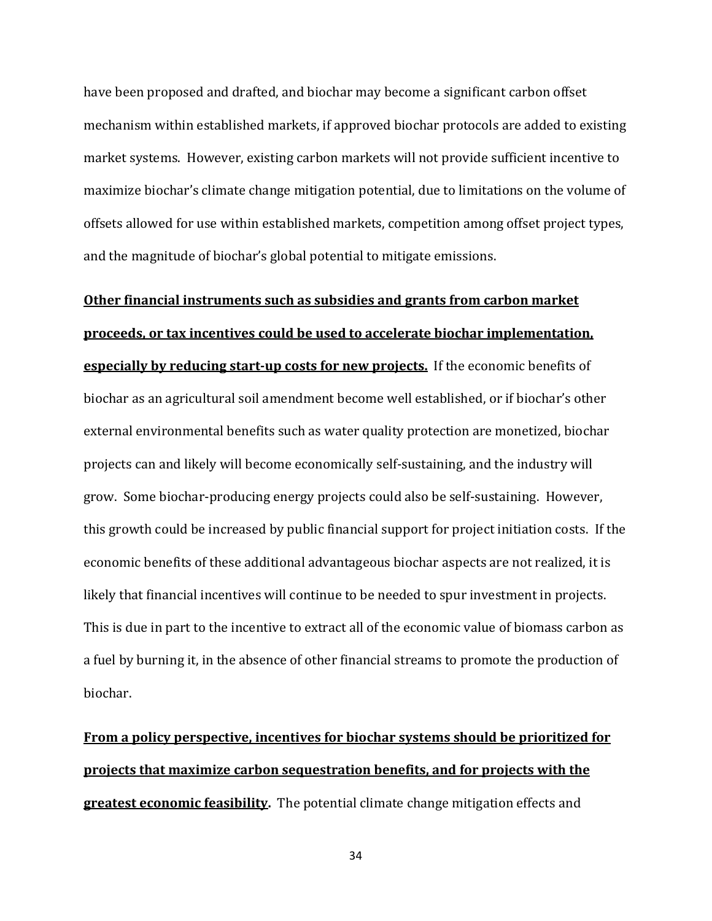have been proposed and drafted, and biochar may become a significant carbon offset mechanism within established markets, if approved biochar protocols are added to existing market systems. However, existing carbon markets will not provide sufficient incentive to maximize biochar's climate change mitigation potential, due to limitations on the volume of offsets allowed for use within established markets, competition among offset project types, and the magnitude of biochar's global potential to mitigate emissions.

**Other financial instruments such as subsidies and grants from carbon market proceeds, or tax incentives could be used to accelerate biochar implementation, especially by reducing start-up costs for new projects.** If the economic benefits of biochar as an agricultural soil amendment become well established, or if biochar's other external environmental benefits such as water quality protection are monetized, biochar projects can and likely will become economically self-sustaining, and the industry will grow. Some biochar-producing energy projects could also be self-sustaining. However, this growth could be increased by public financial support for project initiation costs. If the economic benefits of these additional advantageous biochar aspects are not realized, it is likely that financial incentives will continue to be needed to spur investment in projects. This is due in part to the incentive to extract all of the economic value of biomass carbon as a fuel by burning it, in the absence of other financial streams to promote the production of biochar.

**From a policy perspective, incentives for biochar systems should be prioritized for projects that maximize carbon sequestration benefits, and for projects with the greatest economic feasibility.** The potential climate change mitigation effects and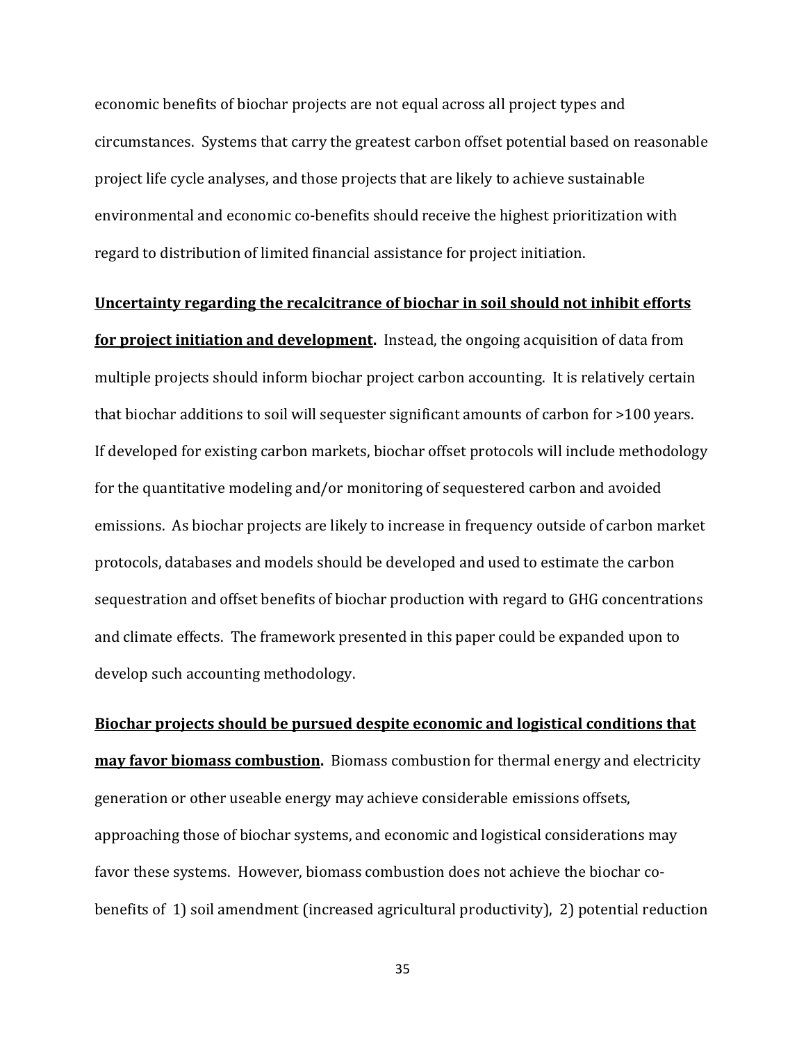economic benefits of biochar projects are not equal across all project types and circumstances. Systems that carry the greatest carbon offset potential based on reasonable project life cycle analyses, and those projects that are likely to achieve sustainable environmental and economic co-benefits should receive the highest prioritization with regard to distribution of limited financial assistance for project initiation.

**Uncertainty regarding the recalcitrance of biochar in soil should not inhibit efforts for project initiation and development.** Instead, the ongoing acquisition of data from multiple projects should inform biochar project carbon accounting. It is relatively certain that biochar additions to soil will sequester significant amounts of carbon for >100 years. If developed for existing carbon markets, biochar offset protocols will include methodology for the quantitative modeling and/or monitoring of sequestered carbon and avoided emissions. As biochar projects are likely to increase in frequency outside of carbon market protocols, databases and models should be developed and used to estimate the carbon sequestration and offset benefits of biochar production with regard to GHG concentrations and climate effects. The framework presented in this paper could be expanded upon to develop such accounting methodology.

**Biochar projects should be pursued despite economic and logistical conditions that may favor biomass combustion.** Biomass combustion for thermal energy and electricity generation or other useable energy may achieve considerable emissions offsets, approaching those of biochar systems, and economic and logistical considerations may favor these systems. However, biomass combustion does not achieve the biochar co-benefits of 1) soil amendment (increased agricultural productivity), 2) potential reduction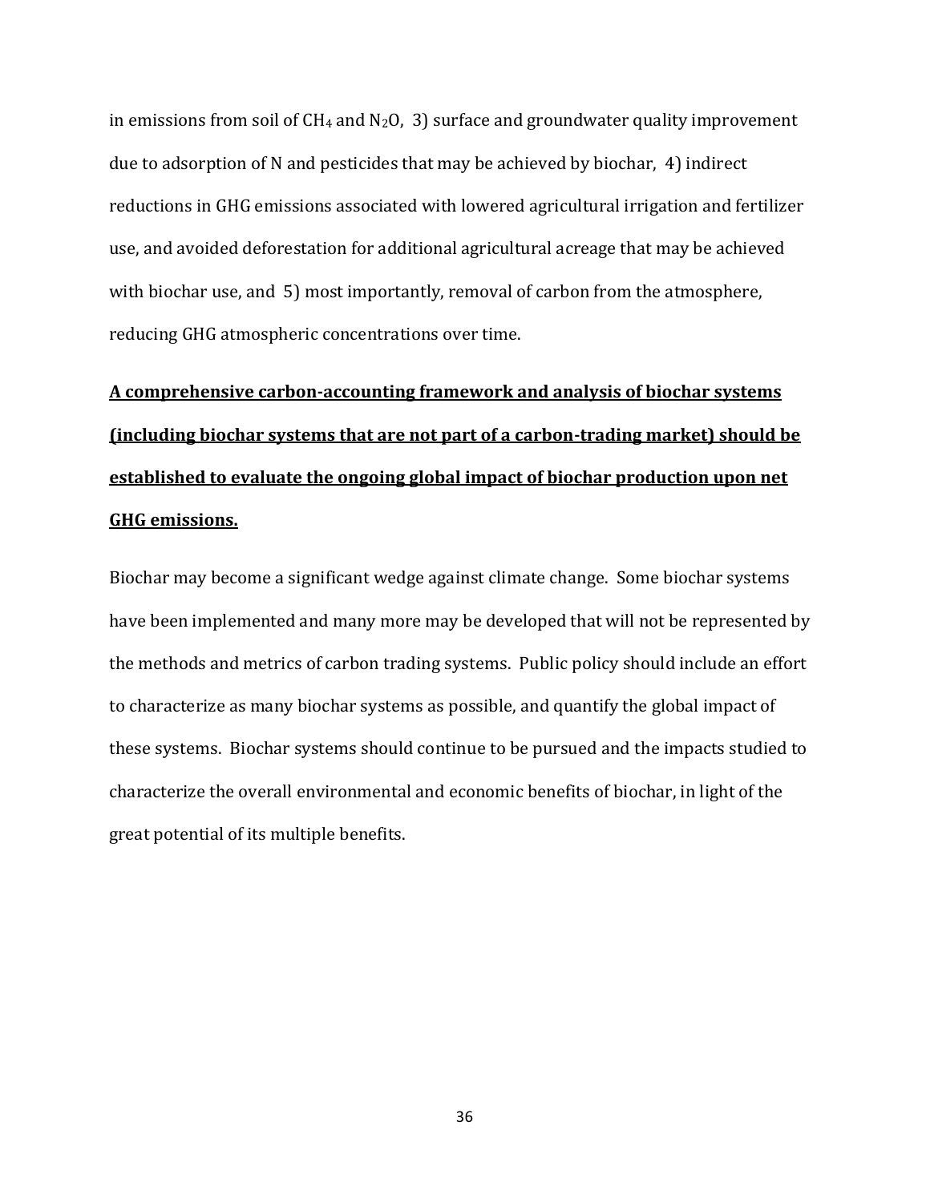in emissions from soil of $CH_4$ and $N_2O$, 3) surface and groundwater quality improvement due to adsorption of N and pesticides that may be achieved by biochar, 4) indirect reductions in GHG emissions associated with lowered agricultural irrigation and fertilizer use, and avoided deforestation for additional agricultural acreage that may be achieved with biochar use, and 5) most importantly, removal of carbon from the atmosphere, reducing GHG atmospheric concentrations over time.

**<u>A comprehensive carbon-accounting framework and analysis of biochar systems (including biochar systems that are not part of a carbon-trading market) should be established to evaluate the ongoing global impact of biochar production upon net GHG emissions.</u>**

Biochar may become a significant wedge against climate change. Some biochar systems have been implemented and many more may be developed that will not be represented by the methods and metrics of carbon trading systems. Public policy should include an effort to characterize as many biochar systems as possible, and quantify the global impact of these systems. Biochar systems should continue to be pursued and the impacts studied to characterize the overall environmental and economic benefits of biochar, in light of the great potential of its multiple benefits.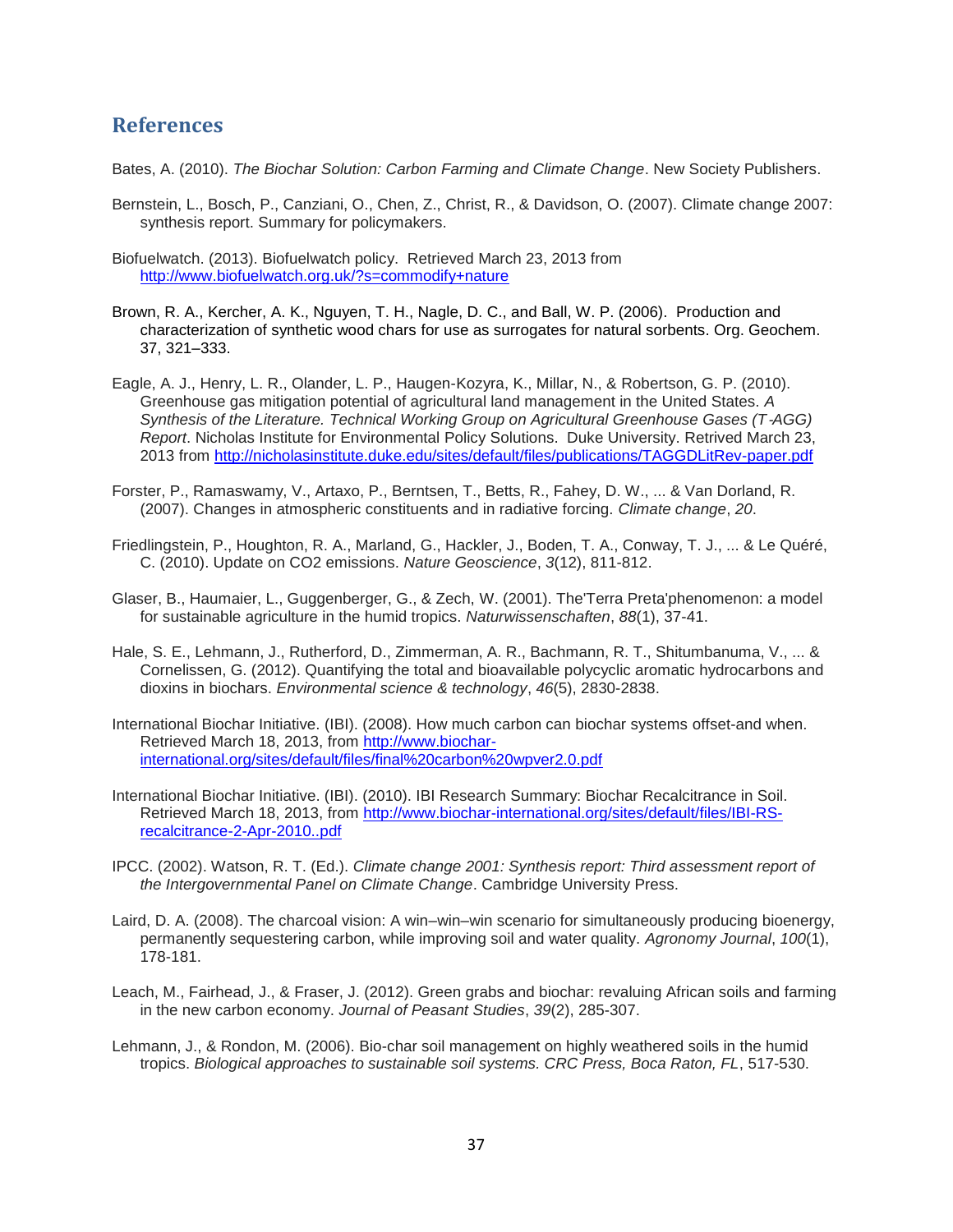## References

Bates, A. (2010). *The Biochar Solution: Carbon Farming and Climate Change*. New Society Publishers.

Bernstein, L., Bosch, P., Canziani, O., Chen, Z., Christ, R., & Davidson, O. (2007). Climate change 2007: synthesis report. Summary for policymakers.

Biofuelwatch. (2013). Biofuelwatch policy. Retrieved March 23, 2013 from http://www.biofuelwatch.org.uk/?s=commodify+nature

Brown, R. A., Kercher, A. K., Nguyen, T. H., Nagle, D. C., and Ball, W. P. (2006). Production and characterization of synthetic wood chars for use as surrogates for natural sorbents. Org. Geochem. 37, 321–333.

Eagle, A. J., Henry, L. R., Olander, L. P., Haugen-Kozyra, K., Millar, N., & Robertson, G. P. (2010). Greenhouse gas mitigation potential of agricultural land management in the United States. *A Synthesis of the Literature. Technical Working Group on Agricultural Greenhouse Gases (T-AGG) Report*. Nicholas Institute for Environmental Policy Solutions. Duke University. Retrived March 23, 2013 from http://nicholasinstitute.duke.edu/sites/default/files/publications/TAGGDLitRev-paper.pdf

Forster, P., Ramaswamy, V., Artaxo, P., Berntsen, T., Betts, R., Fahey, D. W., ... & Van Dorland, R. (2007). Changes in atmospheric constituents and in radiative forcing. *Climate change*, *20*.

Friedlingstein, P., Houghton, R. A., Marland, G., Hackler, J., Boden, T. A., Conway, T. J., ... & Le Quéré, C. (2010). Update on CO2 emissions. *Nature Geoscience*, *3*(12), 811-812.

Glaser, B., Haumaier, L., Guggenberger, G., & Zech, W. (2001). The'Terra Preta'phenomenon: a model for sustainable agriculture in the humid tropics. *Naturwissenschaften*, *88*(1), 37-41.

Hale, S. E., Lehmann, J., Rutherford, D., Zimmerman, A. R., Bachmann, R. T., Shitumbanuma, V., ... & Cornelissen, G. (2012). Quantifying the total and bioavailable polycyclic aromatic hydrocarbons and dioxins in biochars. *Environmental science & technology*, *46*(5), 2830-2838.

International Biochar Initiative. (IBI). (2008). How much carbon can biochar systems offset-and when. Retrieved March 18, 2013, from http://www.biochar-international.org/sites/default/files/final%20carbon%20wpver2.0.pdf

International Biochar Initiative. (IBI). (2010). IBI Research Summary: Biochar Recalcitrance in Soil. Retrieved March 18, 2013, from http://www.biochar-international.org/sites/default/files/IBI-RS-recalcitrance-2-Apr-2010..pdf

IPCC. (2002). Watson, R. T. (Ed.). *Climate change 2001: Synthesis report: Third assessment report of the Intergovernmental Panel on Climate Change*. Cambridge University Press.

Laird, D. A. (2008). The charcoal vision: A win–win–win scenario for simultaneously producing bioenergy, permanently sequestering carbon, while improving soil and water quality. *Agronomy Journal*, *100*(1), 178-181.

Leach, M., Fairhead, J., & Fraser, J. (2012). Green grabs and biochar: revaluing African soils and farming in the new carbon economy. *Journal of Peasant Studies*, *39*(2), 285-307.

Lehmann, J., & Rondon, M. (2006). Bio-char soil management on highly weathered soils in the humid tropics. *Biological approaches to sustainable soil systems. CRC Press, Boca Raton, FL*, 517-530.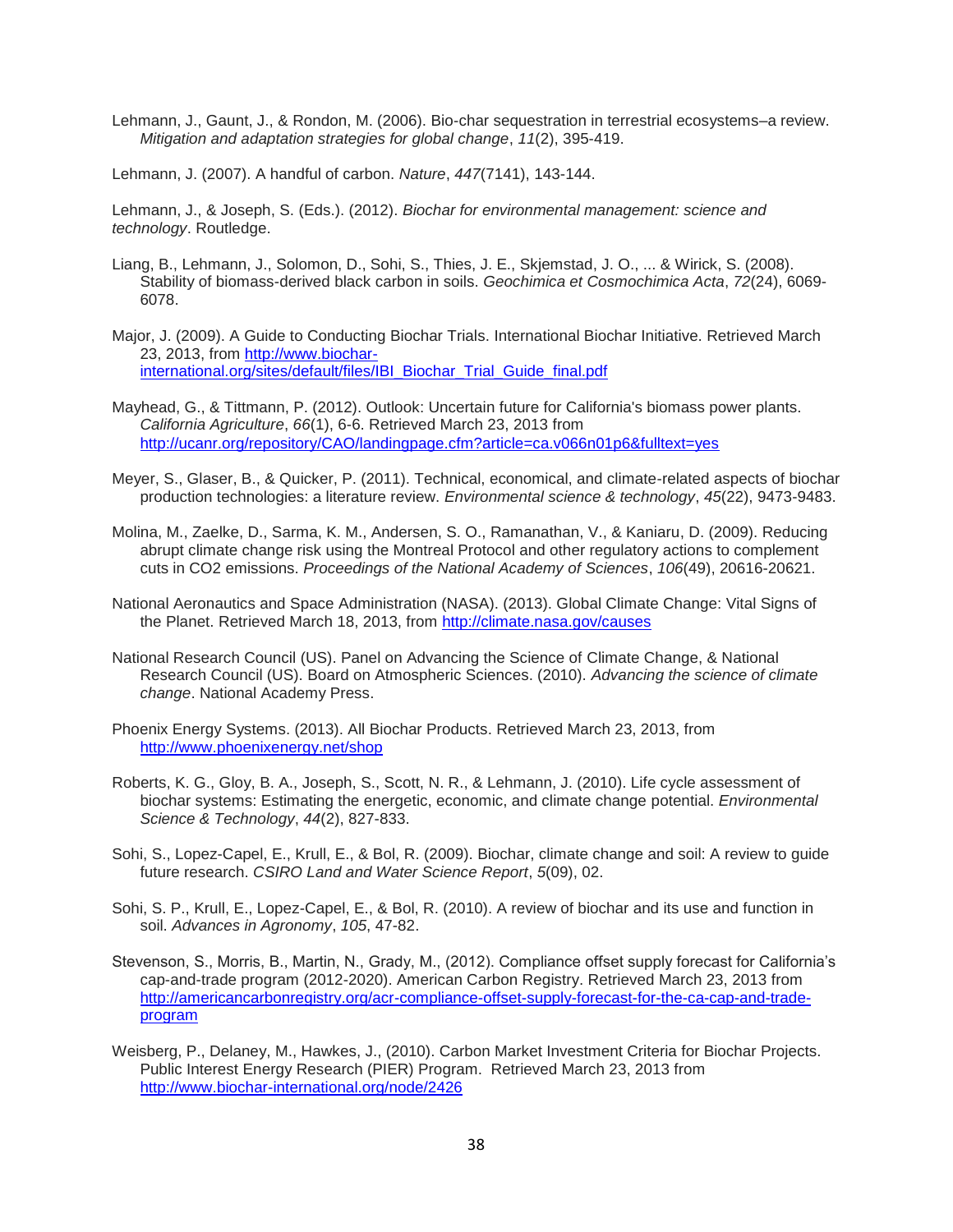Lehmann, J., Gaunt, J., & Rondon, M. (2006). Bio-char sequestration in terrestrial ecosystems–a review. *Mitigation and adaptation strategies for global change*, *11*(2), 395-419.

Lehmann, J. (2007). A handful of carbon. *Nature*, *447*(7141), 143-144.

Lehmann, J., & Joseph, S. (Eds.). (2012). *Biochar for environmental management: science and technology*. Routledge.

Liang, B., Lehmann, J., Solomon, D., Sohi, S., Thies, J. E., Skjemstad, J. O., ... & Wirick, S. (2008). Stability of biomass-derived black carbon in soils. *Geochimica et Cosmochimica Acta*, *72*(24), 6069-6078.

Major, J. (2009). A Guide to Conducting Biochar Trials. International Biochar Initiative. Retrieved March 23, 2013, from http://www.biochar-international.org/sites/default/files/IBI_Biochar_Trial_Guide_final.pdf

Mayhead, G., & Tittmann, P. (2012). Outlook: Uncertain future for California's biomass power plants. *California Agriculture*, *66*(1), 6-6. Retrieved March 23, 2013 from http://ucanr.org/repository/CAO/landingpage.cfm?article=ca.v066n01p6&fulltext=yes

Meyer, S., Glaser, B., & Quicker, P. (2011). Technical, economical, and climate-related aspects of biochar production technologies: a literature review. *Environmental science & technology*, *45*(22), 9473-9483.

Molina, M., Zaelke, D., Sarma, K. M., Andersen, S. O., Ramanathan, V., & Kaniaru, D. (2009). Reducing abrupt climate change risk using the Montreal Protocol and other regulatory actions to complement cuts in CO2 emissions. *Proceedings of the National Academy of Sciences*, *106*(49), 20616-20621.

National Aeronautics and Space Administration (NASA). (2013). Global Climate Change: Vital Signs of the Planet. Retrieved March 18, 2013, from http://climate.nasa.gov/causes

National Research Council (US). Panel on Advancing the Science of Climate Change, & National Research Council (US). Board on Atmospheric Sciences. (2010). *Advancing the science of climate change*. National Academy Press.

Phoenix Energy Systems. (2013). All Biochar Products. Retrieved March 23, 2013, from http://www.phoenixenergy.net/shop

Roberts, K. G., Gloy, B. A., Joseph, S., Scott, N. R., & Lehmann, J. (2010). Life cycle assessment of biochar systems: Estimating the energetic, economic, and climate change potential. *Environmental Science & Technology*, *44*(2), 827-833.

Sohi, S., Lopez-Capel, E., Krull, E., & Bol, R. (2009). Biochar, climate change and soil: A review to guide future research. *CSIRO Land and Water Science Report*, *5*(09), 02.

Sohi, S. P., Krull, E., Lopez-Capel, E., & Bol, R. (2010). A review of biochar and its use and function in soil. *Advances in Agronomy*, *105*, 47-82.

Stevenson, S., Morris, B., Martin, N., Grady, M., (2012). Compliance offset supply forecast for California's cap-and-trade program (2012-2020). American Carbon Registry. Retrieved March 23, 2013 from http://americancarbonregistry.org/acr-compliance-offset-supply-forecast-for-the-ca-cap-and-trade-program

Weisberg, P., Delaney, M., Hawkes, J., (2010). Carbon Market Investment Criteria for Biochar Projects. Public Interest Energy Research (PIER) Program. Retrieved March 23, 2013 from http://www.biochar-international.org/node/2426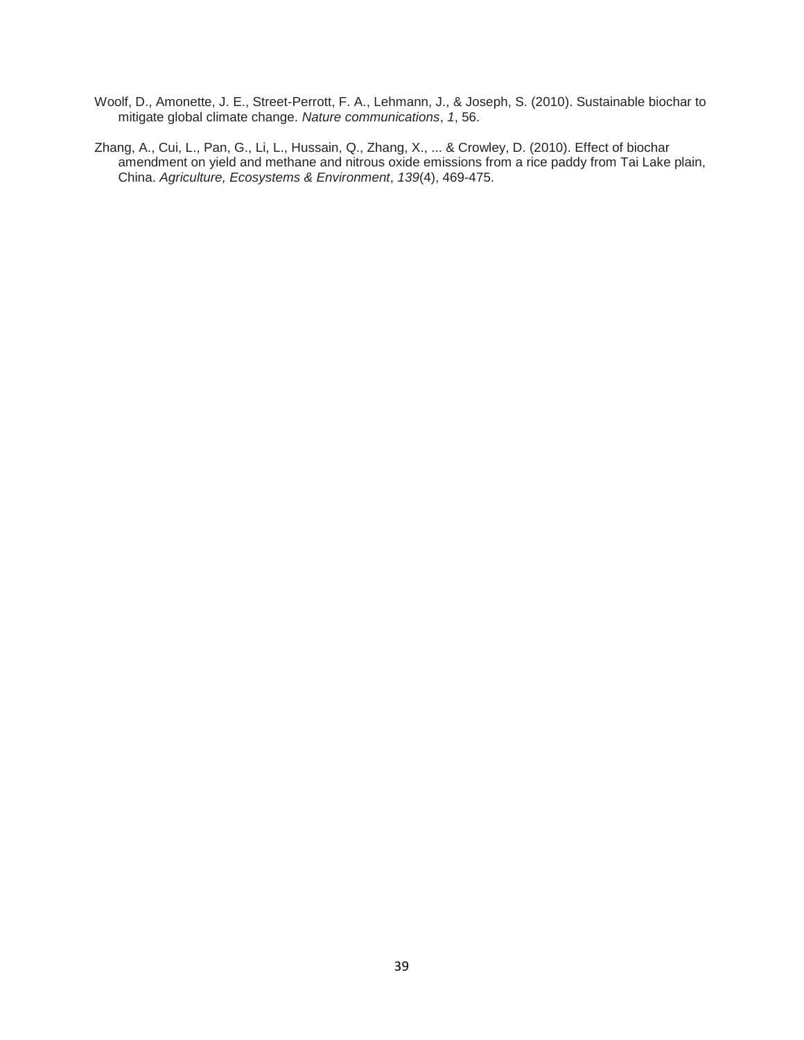Woolf, D., Amonette, J. E., Street-Perrott, F. A., Lehmann, J., & Joseph, S. (2010). Sustainable biochar to mitigate global climate change. *Nature communications*, *1*, 56.

Zhang, A., Cui, L., Pan, G., Li, L., Hussain, Q., Zhang, X., ... & Crowley, D. (2010). Effect of biochar amendment on yield and methane and nitrous oxide emissions from a rice paddy from Tai Lake plain, China. *Agriculture, Ecosystems & Environment*, *139*(4), 469-475.